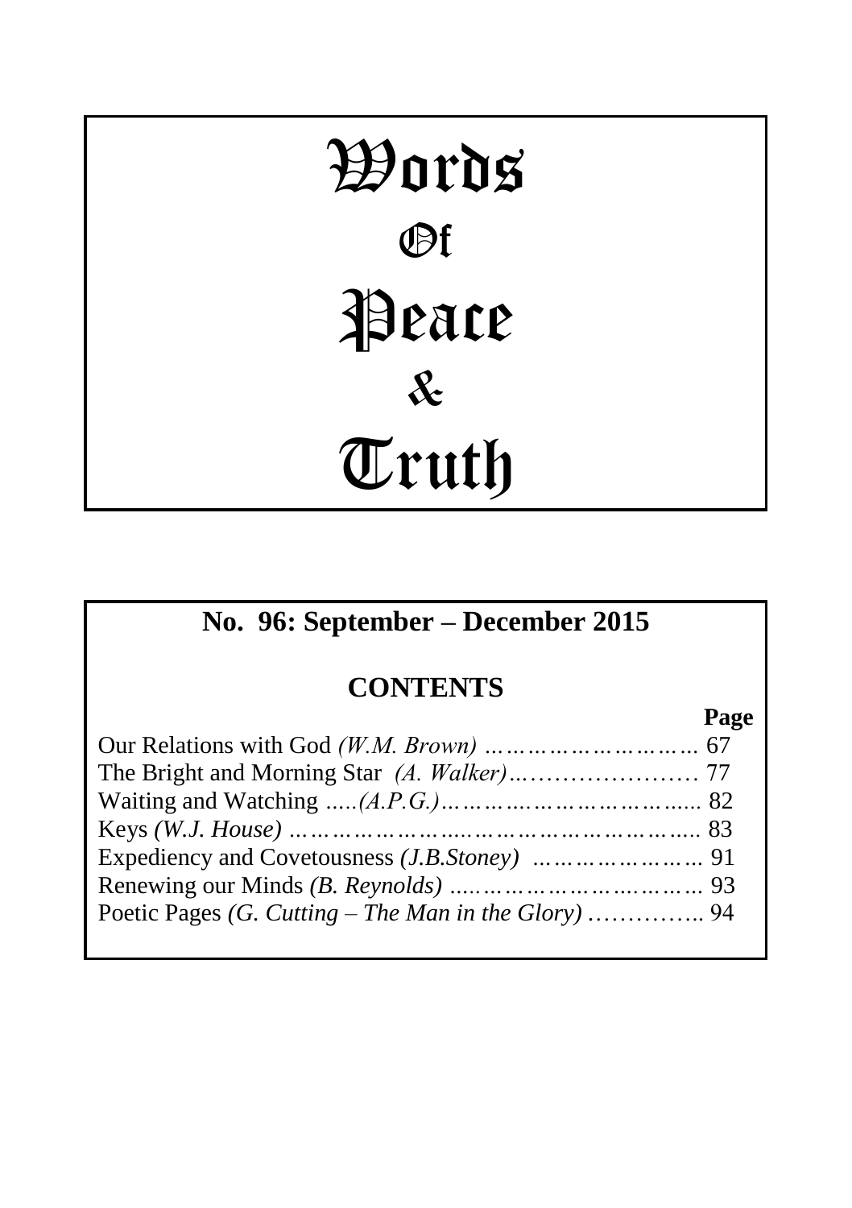# Words Of Peace & Truth

## No. 96: September – December 2015

### CONTENTS

| | Page |
|---|---|
| Our Relations with God *(W.M. Brown)* | 67 |
| The Bright and Morning Star *(A. Walker)* | 77 |
| Waiting and Watching *(A.P.G.)* | 82 |
| Keys *(W.J. House)* | 83 |
| Expediency and Covetousness *(J.B.Stoney)* | 91 |
| Renewing our Minds *(B. Reynolds)* | 93 |
| Poetic Pages *(G. Cutting – The Man in the Glory)* | 94 |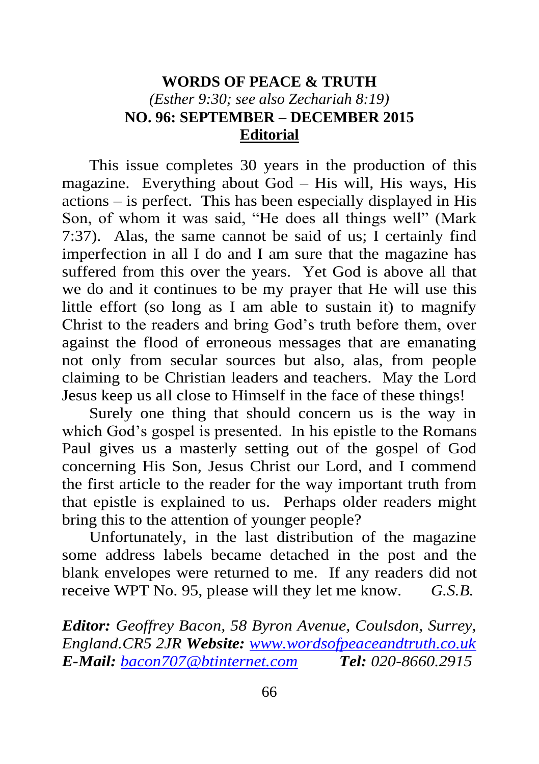# WORDS OF PEACE & TRUTH

*(Esther 9:30; see also Zechariah 8:19)*

**NO. 96: SEPTEMBER – DECEMBER 2015**

## Editorial

This issue completes 30 years in the production of this magazine. Everything about God – His will, His ways, His actions – is perfect. This has been especially displayed in His Son, of whom it was said, "He does all things well" (Mark 7:37). Alas, the same cannot be said of us; I certainly find imperfection in all I do and I am sure that the magazine has suffered from this over the years. Yet God is above all that we do and it continues to be my prayer that He will use this little effort (so long as I am able to sustain it) to magnify Christ to the readers and bring God's truth before them, over against the flood of erroneous messages that are emanating not only from secular sources but also, alas, from people claiming to be Christian leaders and teachers. May the Lord Jesus keep us all close to Himself in the face of these things!

Surely one thing that should concern us is the way in which God's gospel is presented. In his epistle to the Romans Paul gives us a masterly setting out of the gospel of God concerning His Son, Jesus Christ our Lord, and I commend the first article to the reader for the way important truth from that epistle is explained to us. Perhaps older readers might bring this to the attention of younger people?

Unfortunately, in the last distribution of the magazine some address labels became detached in the post and the blank envelopes were returned to me. If any readers did not receive WPT No. 95, please will they let me know. *G.S.B.*

***Editor:** Geoffrey Bacon, 58 Byron Avenue, Coulsdon, Surrey, England.CR5 2JR **Website:** [www.wordsofpeaceandtruth.co.uk](http://www.wordsofpeaceandtruth.co.uk)*
***E-Mail:** [bacon707@btinternet.com](mailto:bacon707@btinternet.com) **Tel:** 020-8660.2915*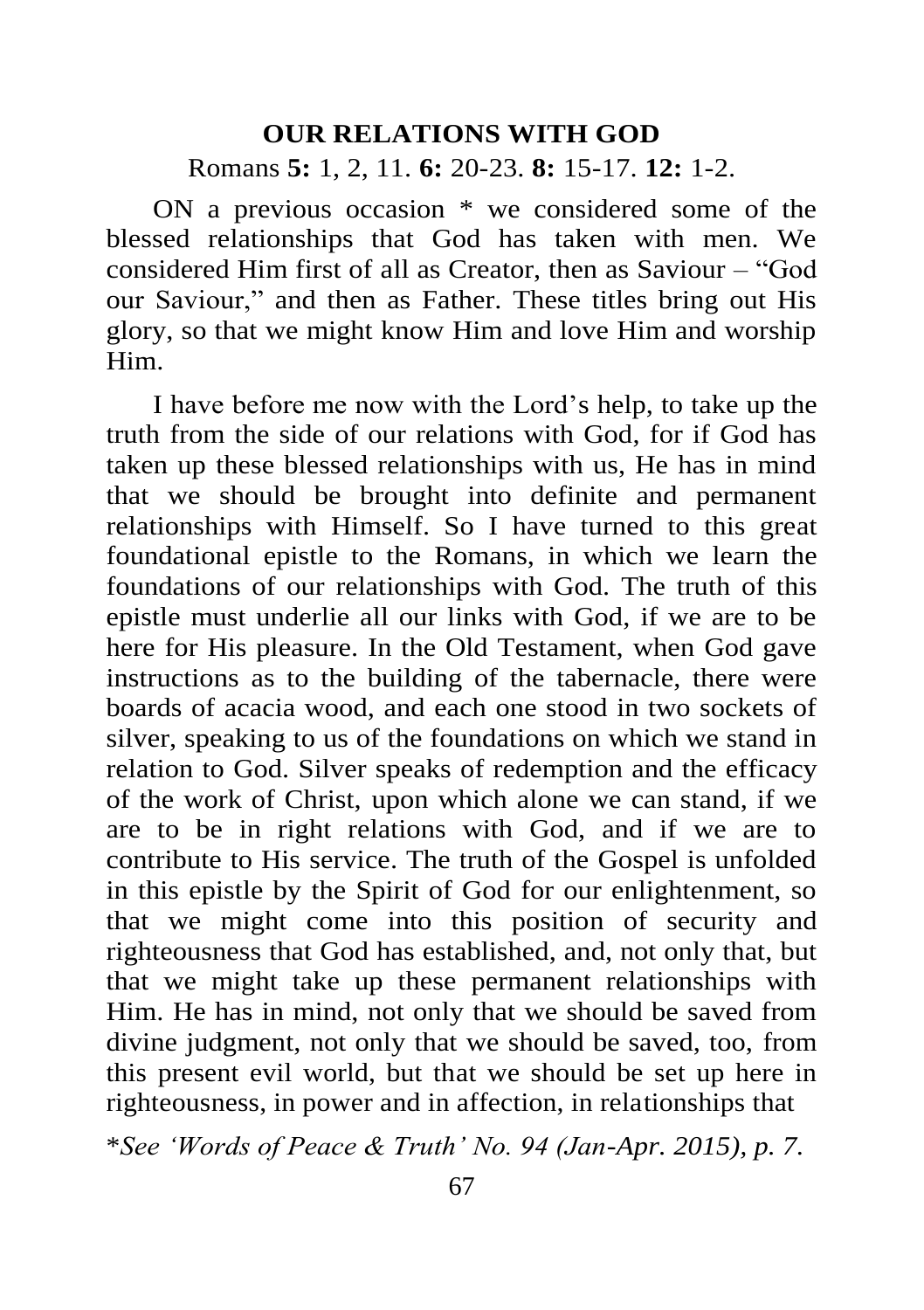## OUR RELATIONS WITH GOD

Romans **5:** 1, 2, 11. **6:** 20-23. **8:** 15-17. **12:** 1-2.

ON a previous occasion * we considered some of the blessed relationships that God has taken with men. We considered Him first of all as Creator, then as Saviour – "God our Saviour," and then as Father. These titles bring out His glory, so that we might know Him and love Him and worship Him.

I have before me now with the Lord's help, to take up the truth from the side of our relations with God, for if God has taken up these blessed relationships with us, He has in mind that we should be brought into definite and permanent relationships with Himself. So I have turned to this great foundational epistle to the Romans, in which we learn the foundations of our relationships with God. The truth of this epistle must underlie all our links with God, if we are to be here for His pleasure. In the Old Testament, when God gave instructions as to the building of the tabernacle, there were boards of acacia wood, and each one stood in two sockets of silver, speaking to us of the foundations on which we stand in relation to God. Silver speaks of redemption and the efficacy of the work of Christ, upon which alone we can stand, if we are to be in right relations with God, and if we are to contribute to His service. The truth of the Gospel is unfolded in this epistle by the Spirit of God for our enlightenment, so that we might come into this position of security and righteousness that God has established, and, not only that, but that we might take up these permanent relationships with Him. He has in mind, not only that we should be saved from divine judgment, not only that we should be saved, too, from this present evil world, but that we should be set up here in righteousness, in power and in affection, in relationships that

*\*See 'Words of Peace & Truth' No. 94 (Jan-Apr. 2015), p. 7.*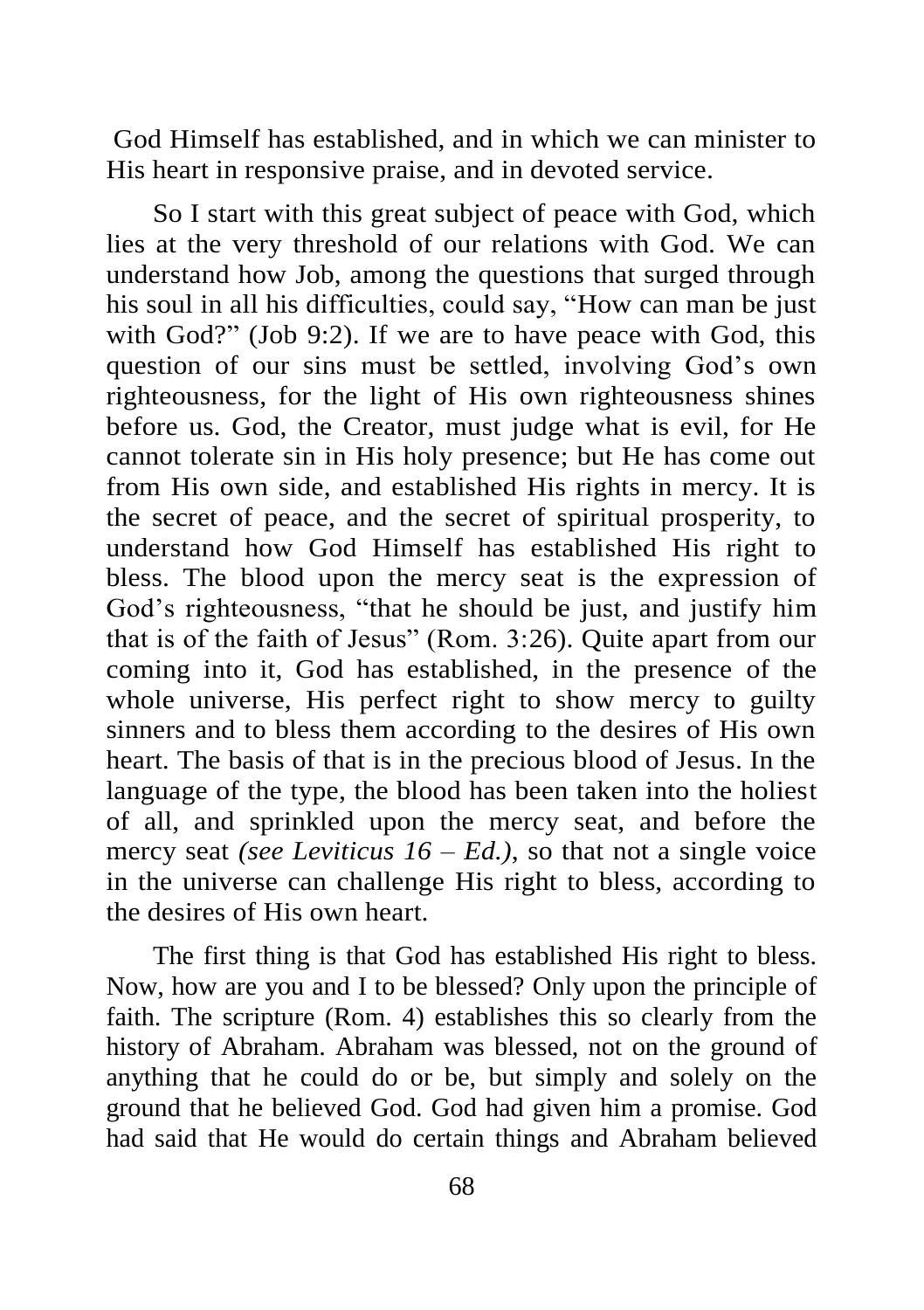God Himself has established, and in which we can minister to His heart in responsive praise, and in devoted service.

So I start with this great subject of peace with God, which lies at the very threshold of our relations with God. We can understand how Job, among the questions that surged through his soul in all his difficulties, could say, "How can man be just with God?" (Job 9:2). If we are to have peace with God, this question of our sins must be settled, involving God's own righteousness, for the light of His own righteousness shines before us. God, the Creator, must judge what is evil, for He cannot tolerate sin in His holy presence; but He has come out from His own side, and established His rights in mercy. It is the secret of peace, and the secret of spiritual prosperity, to understand how God Himself has established His right to bless. The blood upon the mercy seat is the expression of God's righteousness, "that he should be just, and justify him that is of the faith of Jesus" (Rom. 3:26). Quite apart from our coming into it, God has established, in the presence of the whole universe, His perfect right to show mercy to guilty sinners and to bless them according to the desires of His own heart. The basis of that is in the precious blood of Jesus. In the language of the type, the blood has been taken into the holiest of all, and sprinkled upon the mercy seat, and before the mercy seat *(see Leviticus 16 – Ed.)*, so that not a single voice in the universe can challenge His right to bless, according to the desires of His own heart.

The first thing is that God has established His right to bless. Now, how are you and I to be blessed? Only upon the principle of faith. The scripture (Rom. 4) establishes this so clearly from the history of Abraham. Abraham was blessed, not on the ground of anything that he could do or be, but simply and solely on the ground that he believed God. God had given him a promise. God had said that He would do certain things and Abraham believed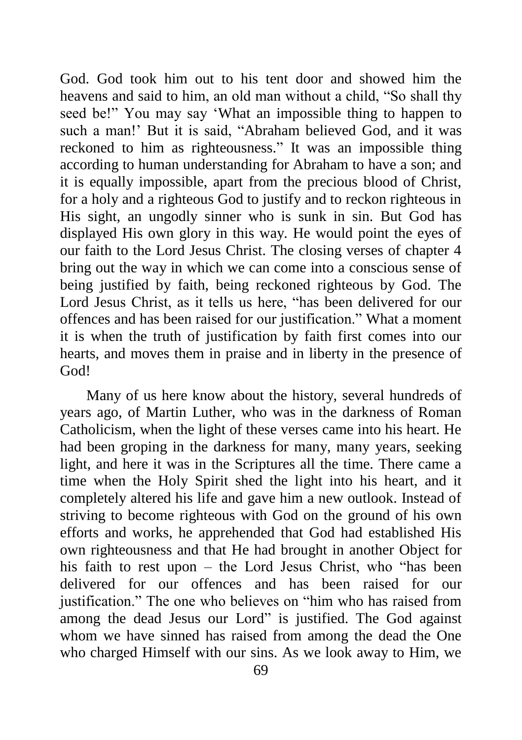God. God took him out to his tent door and showed him the heavens and said to him, an old man without a child, "So shall thy seed be!" You may say 'What an impossible thing to happen to such a man!' But it is said, "Abraham believed God, and it was reckoned to him as righteousness." It was an impossible thing according to human understanding for Abraham to have a son; and it is equally impossible, apart from the precious blood of Christ, for a holy and a righteous God to justify and to reckon righteous in His sight, an ungodly sinner who is sunk in sin. But God has displayed His own glory in this way. He would point the eyes of our faith to the Lord Jesus Christ. The closing verses of chapter 4 bring out the way in which we can come into a conscious sense of being justified by faith, being reckoned righteous by God. The Lord Jesus Christ, as it tells us here, "has been delivered for our offences and has been raised for our justification." What a moment it is when the truth of justification by faith first comes into our hearts, and moves them in praise and in liberty in the presence of God!

Many of us here know about the history, several hundreds of years ago, of Martin Luther, who was in the darkness of Roman Catholicism, when the light of these verses came into his heart. He had been groping in the darkness for many, many years, seeking light, and here it was in the Scriptures all the time. There came a time when the Holy Spirit shed the light into his heart, and it completely altered his life and gave him a new outlook. Instead of striving to become righteous with God on the ground of his own efforts and works, he apprehended that God had established His own righteousness and that He had brought in another Object for his faith to rest upon – the Lord Jesus Christ, who "has been delivered for our offences and has been raised for our justification." The one who believes on "him who has raised from among the dead Jesus our Lord" is justified. The God against whom we have sinned has raised from among the dead the One who charged Himself with our sins. As we look away to Him, we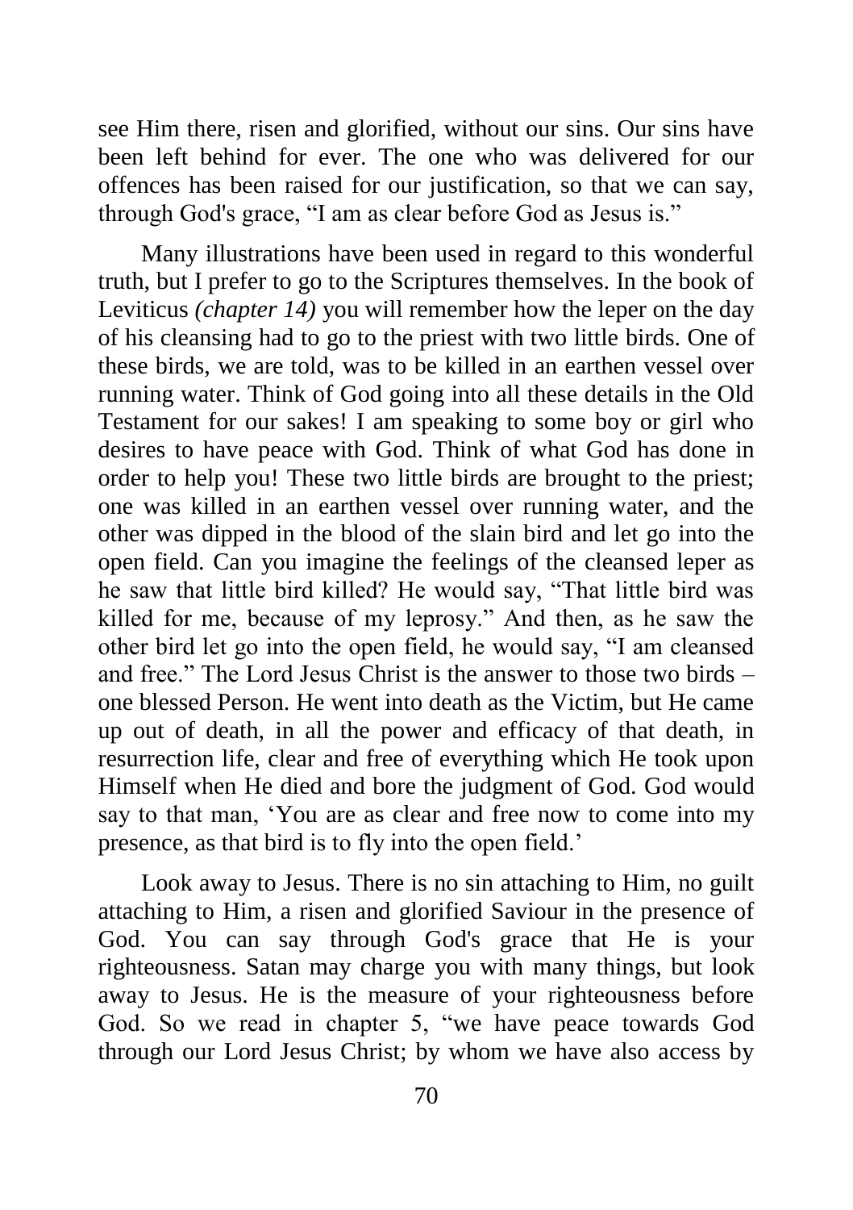see Him there, risen and glorified, without our sins. Our sins have been left behind for ever. The one who was delivered for our offences has been raised for our justification, so that we can say, through God's grace, "I am as clear before God as Jesus is."

Many illustrations have been used in regard to this wonderful truth, but I prefer to go to the Scriptures themselves. In the book of Leviticus *(chapter 14)* you will remember how the leper on the day of his cleansing had to go to the priest with two little birds. One of these birds, we are told, was to be killed in an earthen vessel over running water. Think of God going into all these details in the Old Testament for our sakes! I am speaking to some boy or girl who desires to have peace with God. Think of what God has done in order to help you! These two little birds are brought to the priest; one was killed in an earthen vessel over running water, and the other was dipped in the blood of the slain bird and let go into the open field. Can you imagine the feelings of the cleansed leper as he saw that little bird killed? He would say, "That little bird was killed for me, because of my leprosy." And then, as he saw the other bird let go into the open field, he would say, "I am cleansed and free." The Lord Jesus Christ is the answer to those two birds – one blessed Person. He went into death as the Victim, but He came up out of death, in all the power and efficacy of that death, in resurrection life, clear and free of everything which He took upon Himself when He died and bore the judgment of God. God would say to that man, 'You are as clear and free now to come into my presence, as that bird is to fly into the open field.'

Look away to Jesus. There is no sin attaching to Him, no guilt attaching to Him, a risen and glorified Saviour in the presence of God. You can say through God's grace that He is your righteousness. Satan may charge you with many things, but look away to Jesus. He is the measure of your righteousness before God. So we read in chapter 5, "we have peace towards God through our Lord Jesus Christ; by whom we have also access by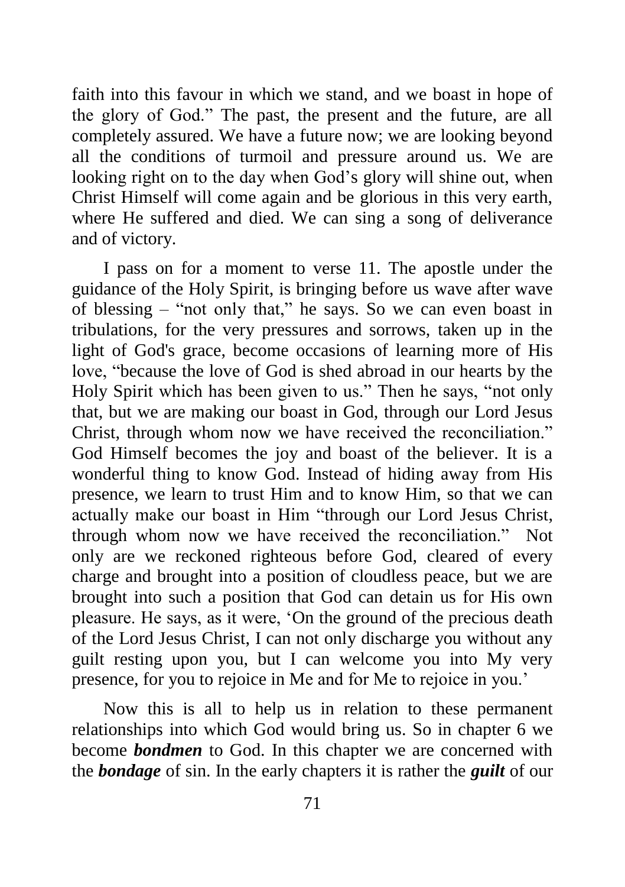faith into this favour in which we stand, and we boast in hope of the glory of God." The past, the present and the future, are all completely assured. We have a future now; we are looking beyond all the conditions of turmoil and pressure around us. We are looking right on to the day when God's glory will shine out, when Christ Himself will come again and be glorious in this very earth, where He suffered and died. We can sing a song of deliverance and of victory.

I pass on for a moment to verse 11. The apostle under the guidance of the Holy Spirit, is bringing before us wave after wave of blessing – "not only that," he says. So we can even boast in tribulations, for the very pressures and sorrows, taken up in the light of God's grace, become occasions of learning more of His love, "because the love of God is shed abroad in our hearts by the Holy Spirit which has been given to us." Then he says, "not only that, but we are making our boast in God, through our Lord Jesus Christ, through whom now we have received the reconciliation." God Himself becomes the joy and boast of the believer. It is a wonderful thing to know God. Instead of hiding away from His presence, we learn to trust Him and to know Him, so that we can actually make our boast in Him "through our Lord Jesus Christ, through whom now we have received the reconciliation." Not only are we reckoned righteous before God, cleared of every charge and brought into a position of cloudless peace, but we are brought into such a position that God can detain us for His own pleasure. He says, as it were, 'On the ground of the precious death of the Lord Jesus Christ, I can not only discharge you without any guilt resting upon you, but I can welcome you into My very presence, for you to rejoice in Me and for Me to rejoice in you.'

Now this is all to help us in relation to these permanent relationships into which God would bring us. So in chapter 6 we become ***bondmen*** to God. In this chapter we are concerned with the ***bondage*** of sin. In the early chapters it is rather the ***guilt*** of our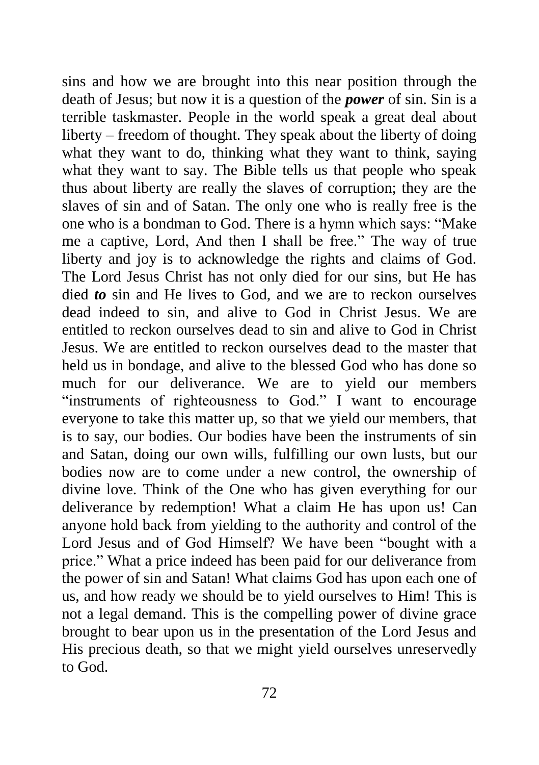sins and how we are brought into this near position through the death of Jesus; but now it is a question of the ***power*** of sin. Sin is a terrible taskmaster. People in the world speak a great deal about liberty – freedom of thought. They speak about the liberty of doing what they want to do, thinking what they want to think, saying what they want to say. The Bible tells us that people who speak thus about liberty are really the slaves of corruption; they are the slaves of sin and of Satan. The only one who is really free is the one who is a bondman to God. There is a hymn which says: "Make me a captive, Lord, And then I shall be free." The way of true liberty and joy is to acknowledge the rights and claims of God. The Lord Jesus Christ has not only died for our sins, but He has died ***to*** sin and He lives to God, and we are to reckon ourselves dead indeed to sin, and alive to God in Christ Jesus. We are entitled to reckon ourselves dead to sin and alive to God in Christ Jesus. We are entitled to reckon ourselves dead to the master that held us in bondage, and alive to the blessed God who has done so much for our deliverance. We are to yield our members "instruments of righteousness to God." I want to encourage everyone to take this matter up, so that we yield our members, that is to say, our bodies. Our bodies have been the instruments of sin and Satan, doing our own wills, fulfilling our own lusts, but our bodies now are to come under a new control, the ownership of divine love. Think of the One who has given everything for our deliverance by redemption! What a claim He has upon us! Can anyone hold back from yielding to the authority and control of the Lord Jesus and of God Himself? We have been "bought with a price." What a price indeed has been paid for our deliverance from the power of sin and Satan! What claims God has upon each one of us, and how ready we should be to yield ourselves to Him! This is not a legal demand. This is the compelling power of divine grace brought to bear upon us in the presentation of the Lord Jesus and His precious death, so that we might yield ourselves unreservedly to God.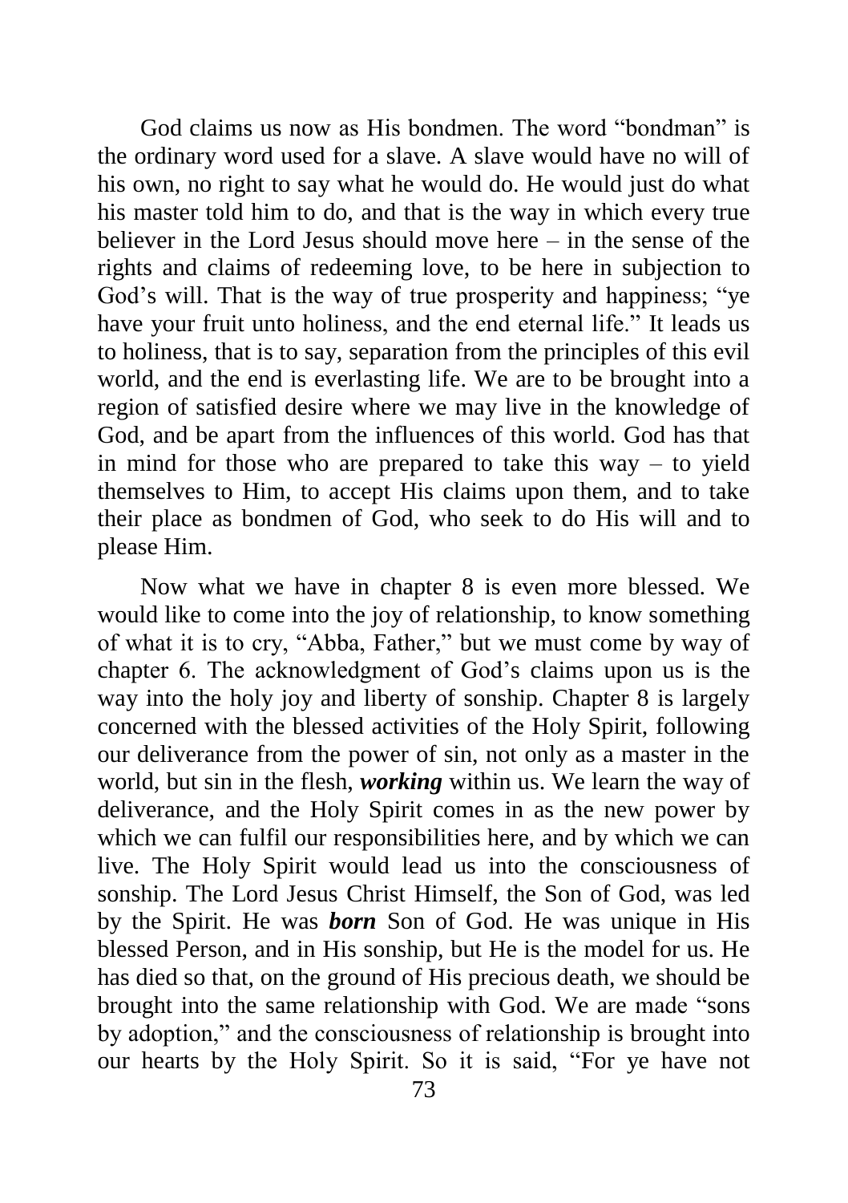God claims us now as His bondmen. The word "bondman" is the ordinary word used for a slave. A slave would have no will of his own, no right to say what he would do. He would just do what his master told him to do, and that is the way in which every true believer in the Lord Jesus should move here – in the sense of the rights and claims of redeeming love, to be here in subjection to God's will. That is the way of true prosperity and happiness; "ye have your fruit unto holiness, and the end eternal life." It leads us to holiness, that is to say, separation from the principles of this evil world, and the end is everlasting life. We are to be brought into a region of satisfied desire where we may live in the knowledge of God, and be apart from the influences of this world. God has that in mind for those who are prepared to take this way – to yield themselves to Him, to accept His claims upon them, and to take their place as bondmen of God, who seek to do His will and to please Him.

Now what we have in chapter 8 is even more blessed. We would like to come into the joy of relationship, to know something of what it is to cry, "Abba, Father," but we must come by way of chapter 6. The acknowledgment of God's claims upon us is the way into the holy joy and liberty of sonship. Chapter 8 is largely concerned with the blessed activities of the Holy Spirit, following our deliverance from the power of sin, not only as a master in the world, but sin in the flesh, ***working*** within us. We learn the way of deliverance, and the Holy Spirit comes in as the new power by which we can fulfil our responsibilities here, and by which we can live. The Holy Spirit would lead us into the consciousness of sonship. The Lord Jesus Christ Himself, the Son of God, was led by the Spirit. He was ***born*** Son of God. He was unique in His blessed Person, and in His sonship, but He is the model for us. He has died so that, on the ground of His precious death, we should be brought into the same relationship with God. We are made "sons by adoption," and the consciousness of relationship is brought into our hearts by the Holy Spirit. So it is said, "For ye have not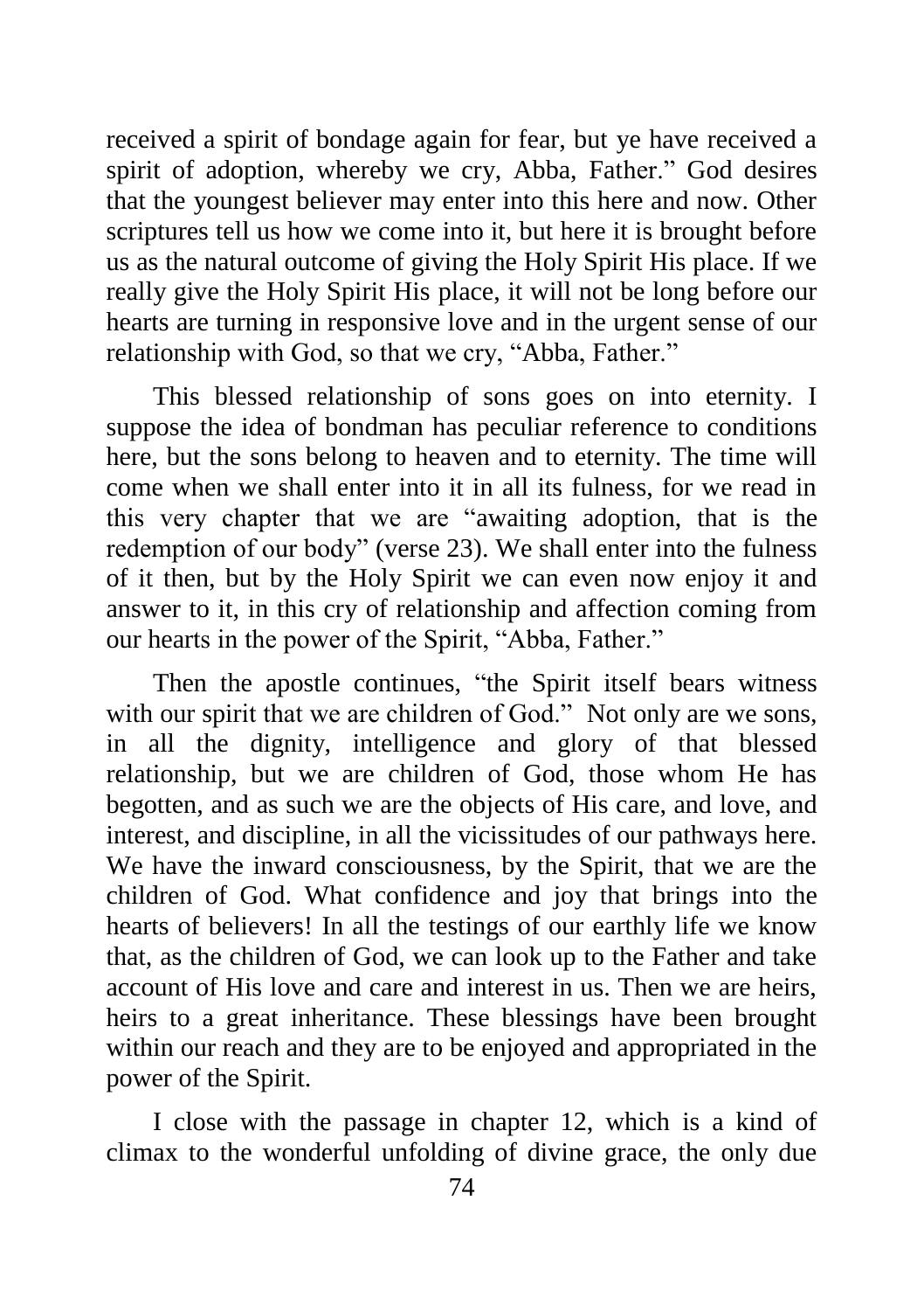received a spirit of bondage again for fear, but ye have received a spirit of adoption, whereby we cry, Abba, Father." God desires that the youngest believer may enter into this here and now. Other scriptures tell us how we come into it, but here it is brought before us as the natural outcome of giving the Holy Spirit His place. If we really give the Holy Spirit His place, it will not be long before our hearts are turning in responsive love and in the urgent sense of our relationship with God, so that we cry, "Abba, Father."

This blessed relationship of sons goes on into eternity. I suppose the idea of bondman has peculiar reference to conditions here, but the sons belong to heaven and to eternity. The time will come when we shall enter into it in all its fulness, for we read in this very chapter that we are "awaiting adoption, that is the redemption of our body" (verse 23). We shall enter into the fulness of it then, but by the Holy Spirit we can even now enjoy it and answer to it, in this cry of relationship and affection coming from our hearts in the power of the Spirit, "Abba, Father."

Then the apostle continues, "the Spirit itself bears witness with our spirit that we are children of God." Not only are we sons, in all the dignity, intelligence and glory of that blessed relationship, but we are children of God, those whom He has begotten, and as such we are the objects of His care, and love, and interest, and discipline, in all the vicissitudes of our pathways here. We have the inward consciousness, by the Spirit, that we are the children of God. What confidence and joy that brings into the hearts of believers! In all the testings of our earthly life we know that, as the children of God, we can look up to the Father and take account of His love and care and interest in us. Then we are heirs, heirs to a great inheritance. These blessings have been brought within our reach and they are to be enjoyed and appropriated in the power of the Spirit.

I close with the passage in chapter 12, which is a kind of climax to the wonderful unfolding of divine grace, the only due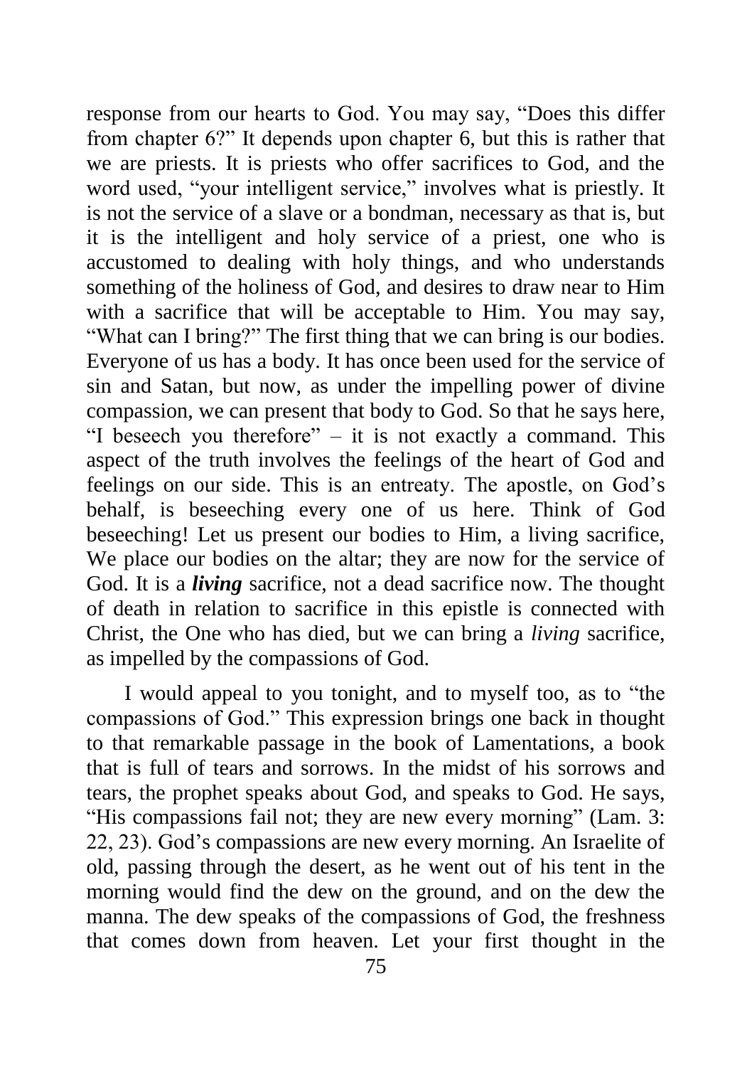response from our hearts to God. You may say, "Does this differ from chapter 6?" It depends upon chapter 6, but this is rather that we are priests. It is priests who offer sacrifices to God, and the word used, "your intelligent service," involves what is priestly. It is not the service of a slave or a bondman, necessary as that is, but it is the intelligent and holy service of a priest, one who is accustomed to dealing with holy things, and who understands something of the holiness of God, and desires to draw near to Him with a sacrifice that will be acceptable to Him. You may say, "What can I bring?" The first thing that we can bring is our bodies. Everyone of us has a body. It has once been used for the service of sin and Satan, but now, as under the impelling power of divine compassion, we can present that body to God. So that he says here, "I beseech you therefore" – it is not exactly a command. This aspect of the truth involves the feelings of the heart of God and feelings on our side. This is an entreaty. The apostle, on God's behalf, is beseeching every one of us here. Think of God beseeching! Let us present our bodies to Him, a living sacrifice, We place our bodies on the altar; they are now for the service of God. It is a ***living*** sacrifice, not a dead sacrifice now. The thought of death in relation to sacrifice in this epistle is connected with Christ, the One who has died, but we can bring a *living* sacrifice, as impelled by the compassions of God.

I would appeal to you tonight, and to myself too, as to "the compassions of God." This expression brings one back in thought to that remarkable passage in the book of Lamentations, a book that is full of tears and sorrows. In the midst of his sorrows and tears, the prophet speaks about God, and speaks to God. He says, "His compassions fail not; they are new every morning" (Lam. 3: 22, 23). God's compassions are new every morning. An Israelite of old, passing through the desert, as he went out of his tent in the morning would find the dew on the ground, and on the dew the manna. The dew speaks of the compassions of God, the freshness that comes down from heaven. Let your first thought in the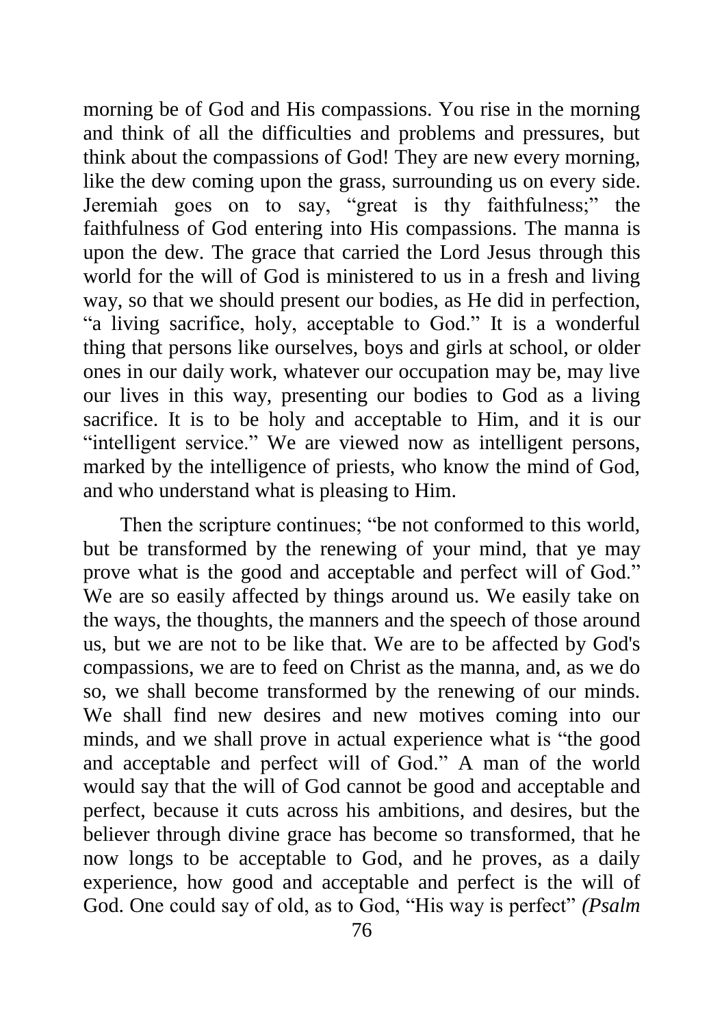morning be of God and His compassions. You rise in the morning and think of all the difficulties and problems and pressures, but think about the compassions of God! They are new every morning, like the dew coming upon the grass, surrounding us on every side. Jeremiah goes on to say, "great is thy faithfulness;" the faithfulness of God entering into His compassions. The manna is upon the dew. The grace that carried the Lord Jesus through this world for the will of God is ministered to us in a fresh and living way, so that we should present our bodies, as He did in perfection, "a living sacrifice, holy, acceptable to God." It is a wonderful thing that persons like ourselves, boys and girls at school, or older ones in our daily work, whatever our occupation may be, may live our lives in this way, presenting our bodies to God as a living sacrifice. It is to be holy and acceptable to Him, and it is our "intelligent service." We are viewed now as intelligent persons, marked by the intelligence of priests, who know the mind of God, and who understand what is pleasing to Him.

Then the scripture continues; "be not conformed to this world, but be transformed by the renewing of your mind, that ye may prove what is the good and acceptable and perfect will of God." We are so easily affected by things around us. We easily take on the ways, the thoughts, the manners and the speech of those around us, but we are not to be like that. We are to be affected by God's compassions, we are to feed on Christ as the manna, and, as we do so, we shall become transformed by the renewing of our minds. We shall find new desires and new motives coming into our minds, and we shall prove in actual experience what is "the good and acceptable and perfect will of God." A man of the world would say that the will of God cannot be good and acceptable and perfect, because it cuts across his ambitions, and desires, but the believer through divine grace has become so transformed, that he now longs to be acceptable to God, and he proves, as a daily experience, how good and acceptable and perfect is the will of God. One could say of old, as to God, "His way is perfect" *(Psalm*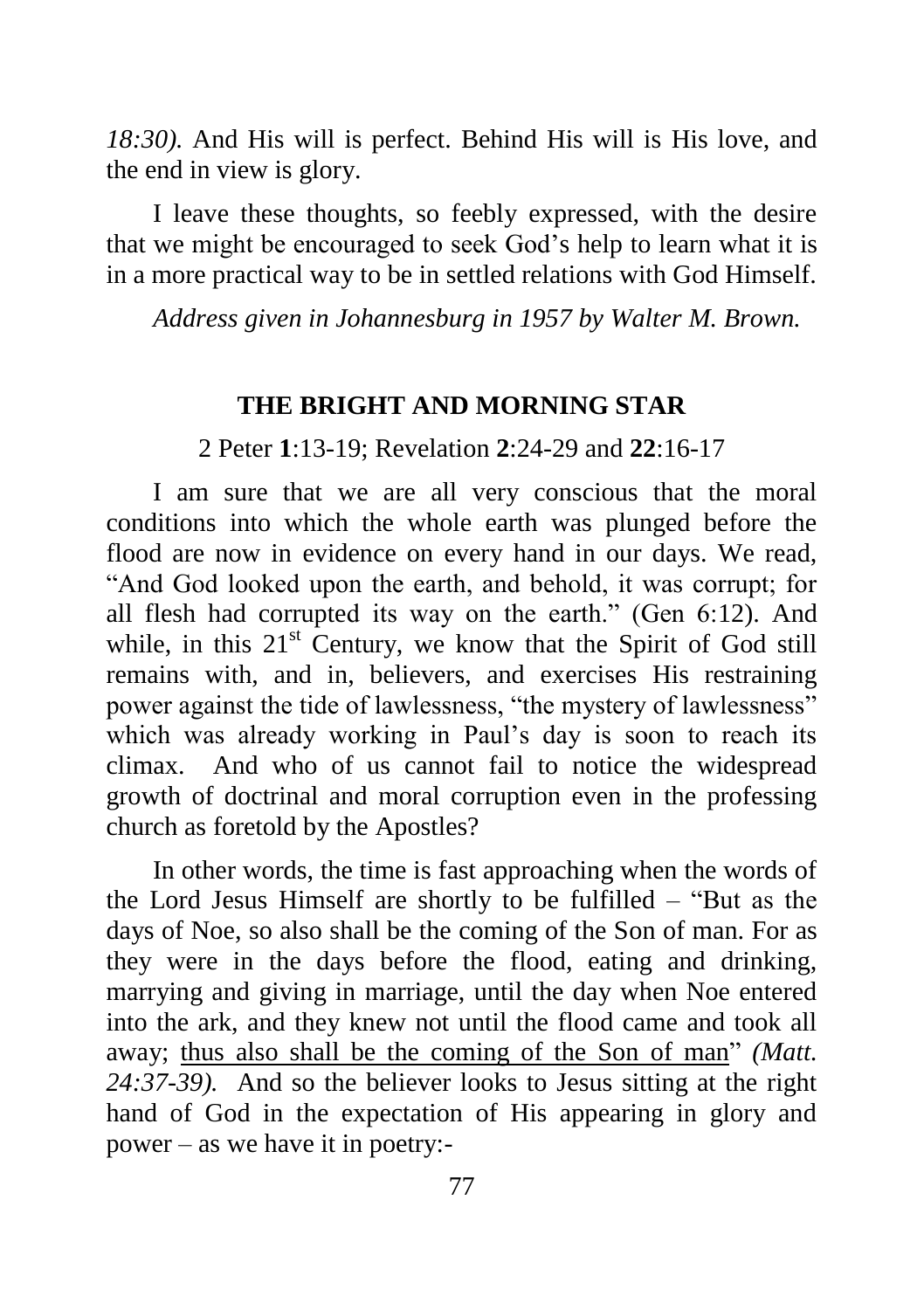*18:30).* And His will is perfect. Behind His will is His love, and the end in view is glory.

I leave these thoughts, so feebly expressed, with the desire that we might be encouraged to seek God's help to learn what it is in a more practical way to be in settled relations with God Himself.

*Address given in Johannesburg in 1957 by Walter M. Brown.*

## THE BRIGHT AND MORNING STAR

2 Peter **1**:13-19; Revelation **2**:24-29 and **22**:16-17

I am sure that we are all very conscious that the moral conditions into which the whole earth was plunged before the flood are now in evidence on every hand in our days. We read, "And God looked upon the earth, and behold, it was corrupt; for all flesh had corrupted its way on the earth." (Gen 6:12). And while, in this 21st Century, we know that the Spirit of God still remains with, and in, believers, and exercises His restraining power against the tide of lawlessness, "the mystery of lawlessness" which was already working in Paul's day is soon to reach its climax. And who of us cannot fail to notice the widespread growth of doctrinal and moral corruption even in the professing church as foretold by the Apostles?

In other words, the time is fast approaching when the words of the Lord Jesus Himself are shortly to be fulfilled – "But as the days of Noe, so also shall be the coming of the Son of man. For as they were in the days before the flood, eating and drinking, marrying and giving in marriage, until the day when Noe entered into the ark, and they knew not until the flood came and took all away; <u>thus also shall be the coming of the Son of man</u>" *(Matt. 24:37-39).* And so the believer looks to Jesus sitting at the right hand of God in the expectation of His appearing in glory and power – as we have it in poetry:-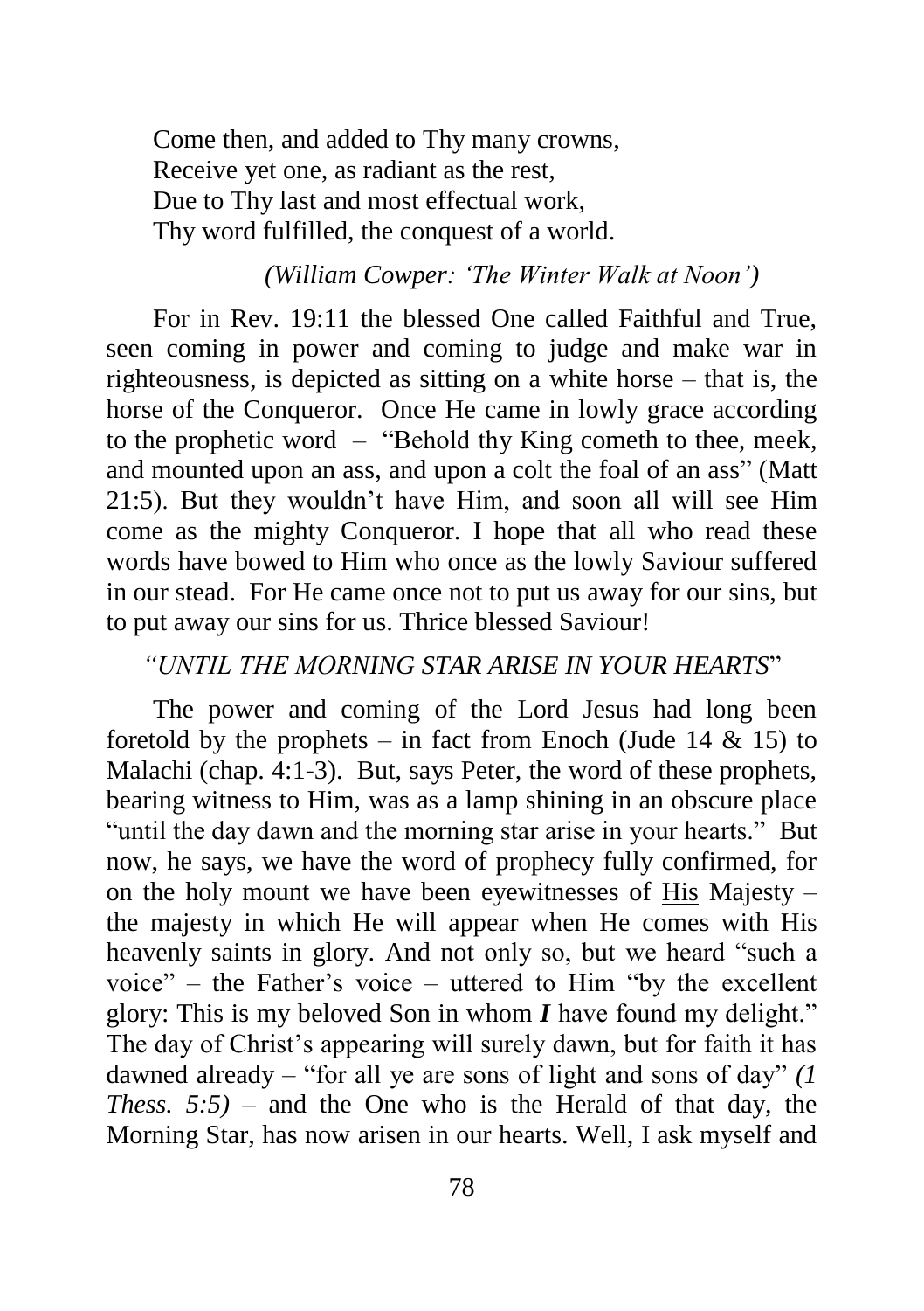Come then, and added to Thy many crowns,
Receive yet one, as radiant as the rest,
Due to Thy last and most effectual work,
Thy word fulfilled, the conquest of a world.

*(William Cowper: 'The Winter Walk at Noon')*

For in Rev. 19:11 the blessed One called Faithful and True, seen coming in power and coming to judge and make war in righteousness, is depicted as sitting on a white horse – that is, the horse of the Conqueror. Once He came in lowly grace according to the prophetic word – "Behold thy King cometh to thee, meek, and mounted upon an ass, and upon a colt the foal of an ass" (Matt 21:5). But they wouldn't have Him, and soon all will see Him come as the mighty Conqueror. I hope that all who read these words have bowed to Him who once as the lowly Saviour suffered in our stead. For He came once not to put us away for our sins, but to put away our sins for us. Thrice blessed Saviour!

*"UNTIL THE MORNING STAR ARISE IN YOUR HEARTS*"

The power and coming of the Lord Jesus had long been foretold by the prophets – in fact from Enoch (Jude 14 & 15) to Malachi (chap. 4:1-3). But, says Peter, the word of these prophets, bearing witness to Him, was as a lamp shining in an obscure place "until the day dawn and the morning star arise in your hearts." But now, he says, we have the word of prophecy fully confirmed, for on the holy mount we have been eyewitnesses of <u>His</u> Majesty – the majesty in which He will appear when He comes with His heavenly saints in glory. And not only so, but we heard "such a voice" – the Father's voice – uttered to Him "by the excellent glory: This is my beloved Son in whom ***I*** have found my delight." The day of Christ's appearing will surely dawn, but for faith it has dawned already – "for all ye are sons of light and sons of day" *(1 Thess. 5:5)* – and the One who is the Herald of that day, the Morning Star, has now arisen in our hearts. Well, I ask myself and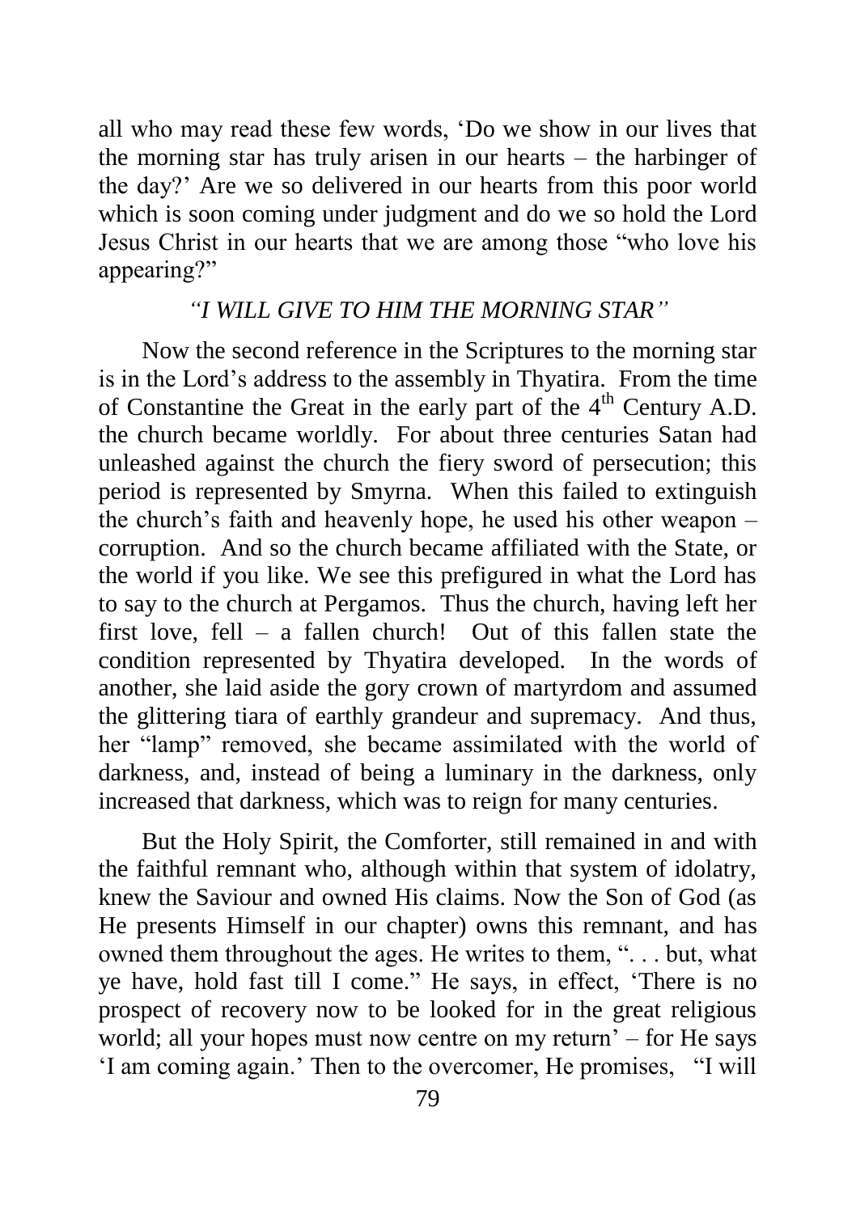all who may read these few words, 'Do we show in our lives that the morning star has truly arisen in our hearts – the harbinger of the day?' Are we so delivered in our hearts from this poor world which is soon coming under judgment and do we so hold the Lord Jesus Christ in our hearts that we are among those "who love his appearing?"

### *"I WILL GIVE TO HIM THE MORNING STAR"*

Now the second reference in the Scriptures to the morning star is in the Lord's address to the assembly in Thyatira. From the time of Constantine the Great in the early part of the 4th Century A.D. the church became worldly. For about three centuries Satan had unleashed against the church the fiery sword of persecution; this period is represented by Smyrna. When this failed to extinguish the church's faith and heavenly hope, he used his other weapon – corruption. And so the church became affiliated with the State, or the world if you like. We see this prefigured in what the Lord has to say to the church at Pergamos. Thus the church, having left her first love, fell – a fallen church! Out of this fallen state the condition represented by Thyatira developed. In the words of another, she laid aside the gory crown of martyrdom and assumed the glittering tiara of earthly grandeur and supremacy. And thus, her "lamp" removed, she became assimilated with the world of darkness, and, instead of being a luminary in the darkness, only increased that darkness, which was to reign for many centuries.

But the Holy Spirit, the Comforter, still remained in and with the faithful remnant who, although within that system of idolatry, knew the Saviour and owned His claims. Now the Son of God (as He presents Himself in our chapter) owns this remnant, and has owned them throughout the ages. He writes to them, ". . . but, what ye have, hold fast till I come." He says, in effect, 'There is no prospect of recovery now to be looked for in the great religious world; all your hopes must now centre on my return' – for He says 'I am coming again.' Then to the overcomer, He promises, "I will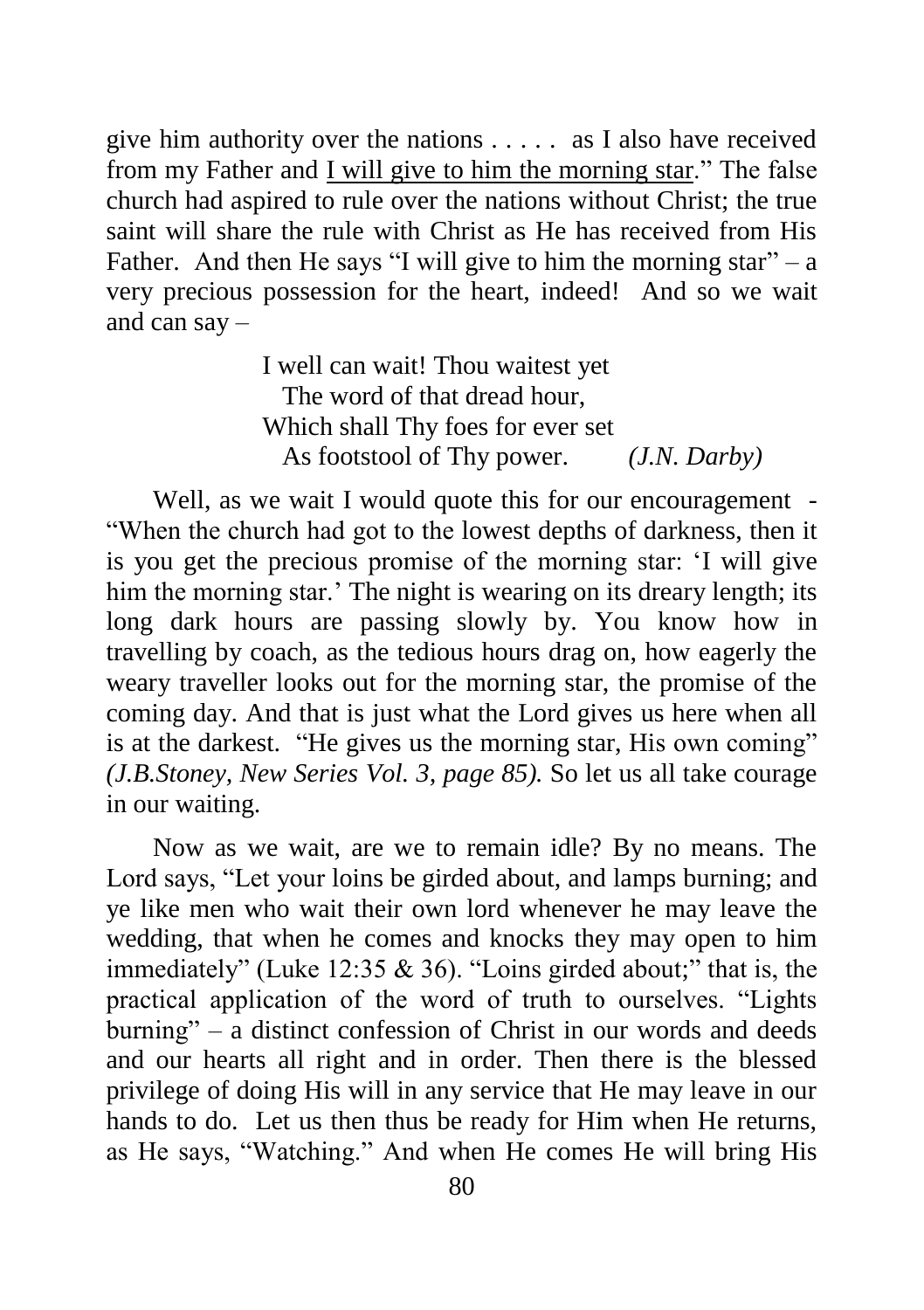give him authority over the nations . . . . . as I also have received from my Father and <u>I will give to him the morning star</u>." The false church had aspired to rule over the nations without Christ; the true saint will share the rule with Christ as He has received from His Father. And then He says "I will give to him the morning star" – a very precious possession for the heart, indeed! And so we wait and can say –

> I well can wait! Thou waitest yet
> The word of that dread hour,
> Which shall Thy foes for ever set
> As footstool of Thy power. *(J.N. Darby)*

Well, as we wait I would quote this for our encouragement - "When the church had got to the lowest depths of darkness, then it is you get the precious promise of the morning star: 'I will give him the morning star.' The night is wearing on its dreary length; its long dark hours are passing slowly by. You know how in travelling by coach, as the tedious hours drag on, how eagerly the weary traveller looks out for the morning star, the promise of the coming day. And that is just what the Lord gives us here when all is at the darkest. "He gives us the morning star, His own coming" *(J.B.Stoney, New Series Vol. 3, page 85).* So let us all take courage in our waiting.

Now as we wait, are we to remain idle? By no means. The Lord says, "Let your loins be girded about, and lamps burning; and ye like men who wait their own lord whenever he may leave the wedding, that when he comes and knocks they may open to him immediately" (Luke 12:35 & 36). "Loins girded about;" that is, the practical application of the word of truth to ourselves. "Lights burning" – a distinct confession of Christ in our words and deeds and our hearts all right and in order. Then there is the blessed privilege of doing His will in any service that He may leave in our hands to do. Let us then thus be ready for Him when He returns, as He says, "Watching." And when He comes He will bring His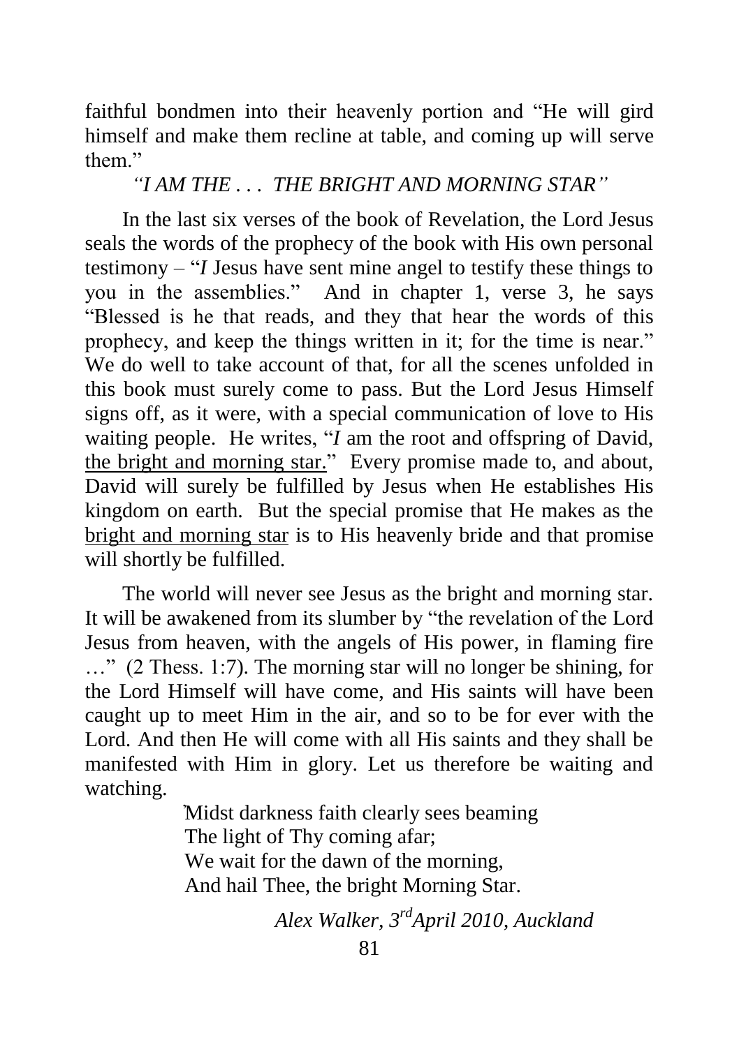faithful bondmen into their heavenly portion and “He will gird himself and make them recline at table, and coming up will serve them.”

### *“I AM THE . . . THE BRIGHT AND MORNING STAR”*

In the last six verses of the book of Revelation, the Lord Jesus seals the words of the prophecy of the book with His own personal testimony – “*I* Jesus have sent mine angel to testify these things to you in the assemblies.” And in chapter 1, verse 3, he says “Blessed is he that reads, and they that hear the words of this prophecy, and keep the things written in it; for the time is near.” We do well to take account of that, for all the scenes unfolded in this book must surely come to pass. But the Lord Jesus Himself signs off, as it were, with a special communication of love to His waiting people. He writes, “*I* am the root and offspring of David, <u>the bright and morning star.</u>” Every promise made to, and about, David will surely be fulfilled by Jesus when He establishes His kingdom on earth. But the special promise that He makes as the <u>bright and morning star</u> is to His heavenly bride and that promise will shortly be fulfilled.

The world will never see Jesus as the bright and morning star. It will be awakened from its slumber by “the revelation of the Lord Jesus from heaven, with the angels of His power, in flaming fire …” (2 Thess. 1:7). The morning star will no longer be shining, for the Lord Himself will have come, and His saints will have been caught up to meet Him in the air, and so to be for ever with the Lord. And then He will come with all His saints and they shall be manifested with Him in glory. Let us therefore be waiting and watching.

> ’Midst darkness faith clearly sees beaming
> The light of Thy coming afar;
> We wait for the dawn of the morning,
> And hail Thee, the bright Morning Star.

*Alex Walker, 3rd April 2010, Auckland*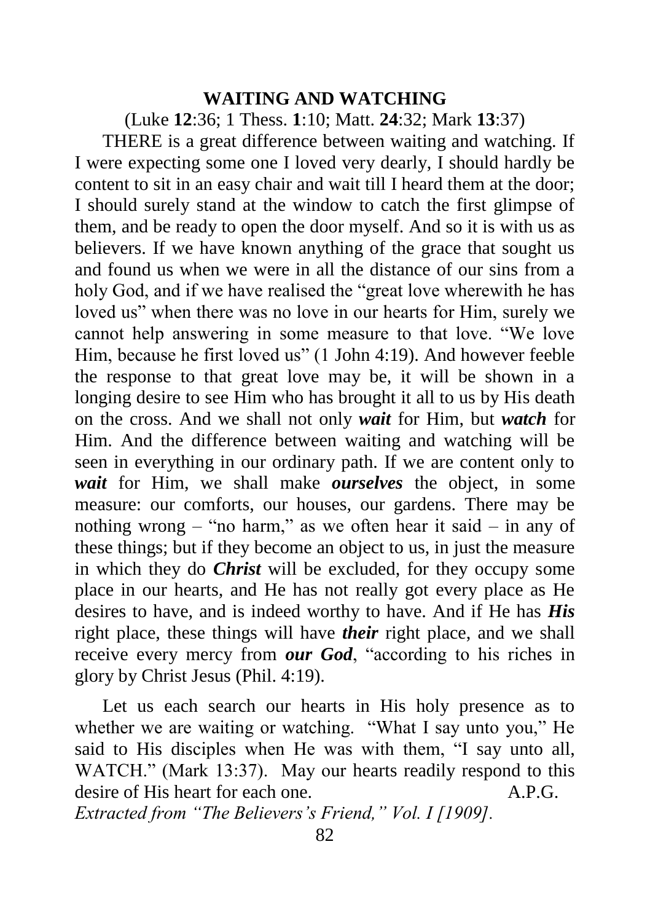## WAITING AND WATCHING

(Luke **12**:36; 1 Thess. **1**:10; Matt. **24**:32; Mark **13**:37)

THERE is a great difference between waiting and watching. If I were expecting some one I loved very dearly, I should hardly be content to sit in an easy chair and wait till I heard them at the door; I should surely stand at the window to catch the first glimpse of them, and be ready to open the door myself. And so it is with us as believers. If we have known anything of the grace that sought us and found us when we were in all the distance of our sins from a holy God, and if we have realised the "great love wherewith he has loved us" when there was no love in our hearts for Him, surely we cannot help answering in some measure to that love. "We love Him, because he first loved us" (1 John 4:19). And however feeble the response to that great love may be, it will be shown in a longing desire to see Him who has brought it all to us by His death on the cross. And we shall not only ***wait*** for Him, but ***watch*** for Him. And the difference between waiting and watching will be seen in everything in our ordinary path. If we are content only to ***wait*** for Him, we shall make ***ourselves*** the object, in some measure: our comforts, our houses, our gardens. There may be nothing wrong – "no harm," as we often hear it said – in any of these things; but if they become an object to us, in just the measure in which they do ***Christ*** will be excluded, for they occupy some place in our hearts, and He has not really got every place as He desires to have, and is indeed worthy to have. And if He has ***His*** right place, these things will have ***their*** right place, and we shall receive every mercy from ***our God***, "according to his riches in glory by Christ Jesus (Phil. 4:19).

Let us each search our hearts in His holy presence as to whether we are waiting or watching. "What I say unto you," He said to His disciples when He was with them, "I say unto all, WATCH." (Mark 13:37). May our hearts readily respond to this desire of His heart for each one. A.P.G.

*Extracted from "The Believers's Friend," Vol. I [1909].*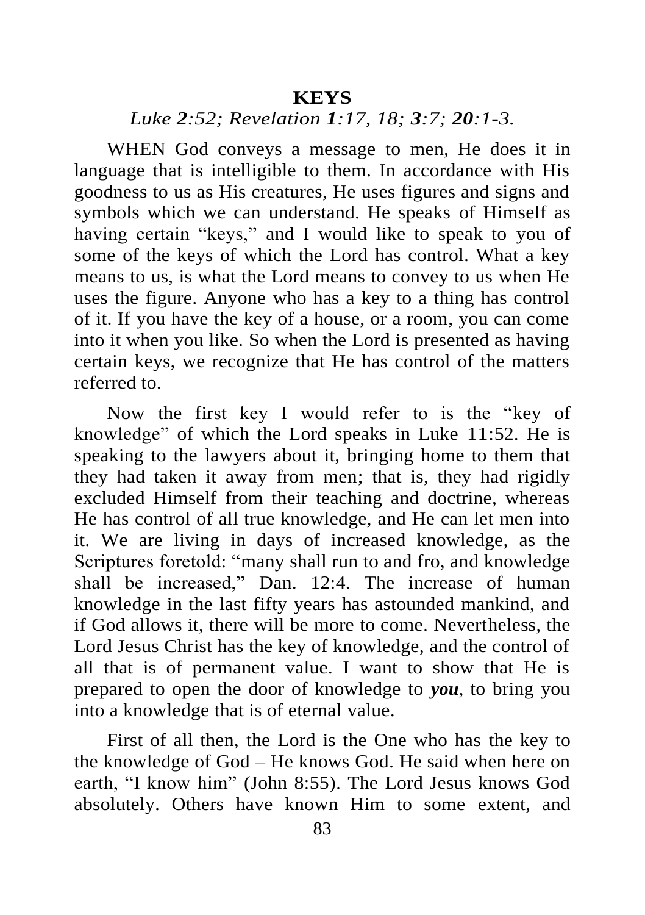# KEYS

*Luke **2**:52; Revelation **1**:17, 18; **3**:7; **20**:1-3.*

WHEN God conveys a message to men, He does it in language that is intelligible to them. In accordance with His goodness to us as His creatures, He uses figures and signs and symbols which we can understand. He speaks of Himself as having certain "keys," and I would like to speak to you of some of the keys of which the Lord has control. What a key means to us, is what the Lord means to convey to us when He uses the figure. Anyone who has a key to a thing has control of it. If you have the key of a house, or a room, you can come into it when you like. So when the Lord is presented as having certain keys, we recognize that He has control of the matters referred to.

Now the first key I would refer to is the "key of knowledge" of which the Lord speaks in Luke 11:52. He is speaking to the lawyers about it, bringing home to them that they had taken it away from men; that is, they had rigidly excluded Himself from their teaching and doctrine, whereas He has control of all true knowledge, and He can let men into it. We are living in days of increased knowledge, as the Scriptures foretold: "many shall run to and fro, and knowledge shall be increased," Dan. 12:4. The increase of human knowledge in the last fifty years has astounded mankind, and if God allows it, there will be more to come. Nevertheless, the Lord Jesus Christ has the key of knowledge, and the control of all that is of permanent value. I want to show that He is prepared to open the door of knowledge to ***you***, to bring you into a knowledge that is of eternal value.

First of all then, the Lord is the One who has the key to the knowledge of God – He knows God. He said when here on earth, "I know him" (John 8:55). The Lord Jesus knows God absolutely. Others have known Him to some extent, and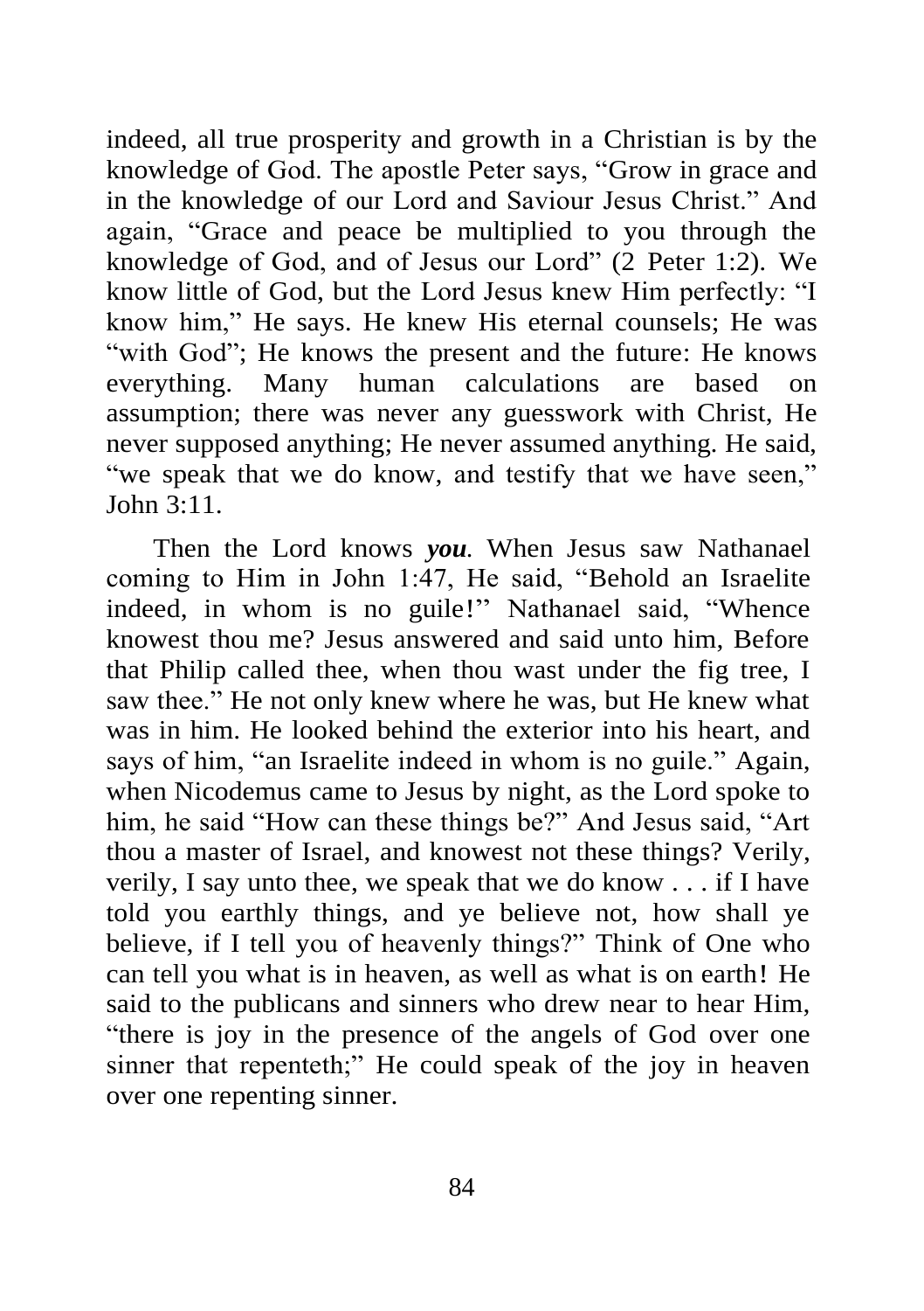indeed, all true prosperity and growth in a Christian is by the knowledge of God. The apostle Peter says, "Grow in grace and in the knowledge of our Lord and Saviour Jesus Christ." And again, "Grace and peace be multiplied to you through the knowledge of God, and of Jesus our Lord" (2 Peter 1:2). We know little of God, but the Lord Jesus knew Him perfectly: "I know him," He says. He knew His eternal counsels; He was "with God"; He knows the present and the future: He knows everything. Many human calculations are based on assumption; there was never any guesswork with Christ, He never supposed anything; He never assumed anything. He said, "we speak that we do know, and testify that we have seen," John 3:11.

Then the Lord knows ***you***. When Jesus saw Nathanael coming to Him in John 1:47, He said, "Behold an Israelite indeed, in whom is no guile!" Nathanael said, "Whence knowest thou me? Jesus answered and said unto him, Before that Philip called thee, when thou wast under the fig tree, I saw thee." He not only knew where he was, but He knew what was in him. He looked behind the exterior into his heart, and says of him, "an Israelite indeed in whom is no guile." Again, when Nicodemus came to Jesus by night, as the Lord spoke to him, he said "How can these things be?" And Jesus said, "Art thou a master of Israel, and knowest not these things? Verily, verily, I say unto thee, we speak that we do know . . . if I have told you earthly things, and ye believe not, how shall ye believe, if I tell you of heavenly things?" Think of One who can tell you what is in heaven, as well as what is on earth! He said to the publicans and sinners who drew near to hear Him, "there is joy in the presence of the angels of God over one sinner that repenteth;" He could speak of the joy in heaven over one repenting sinner.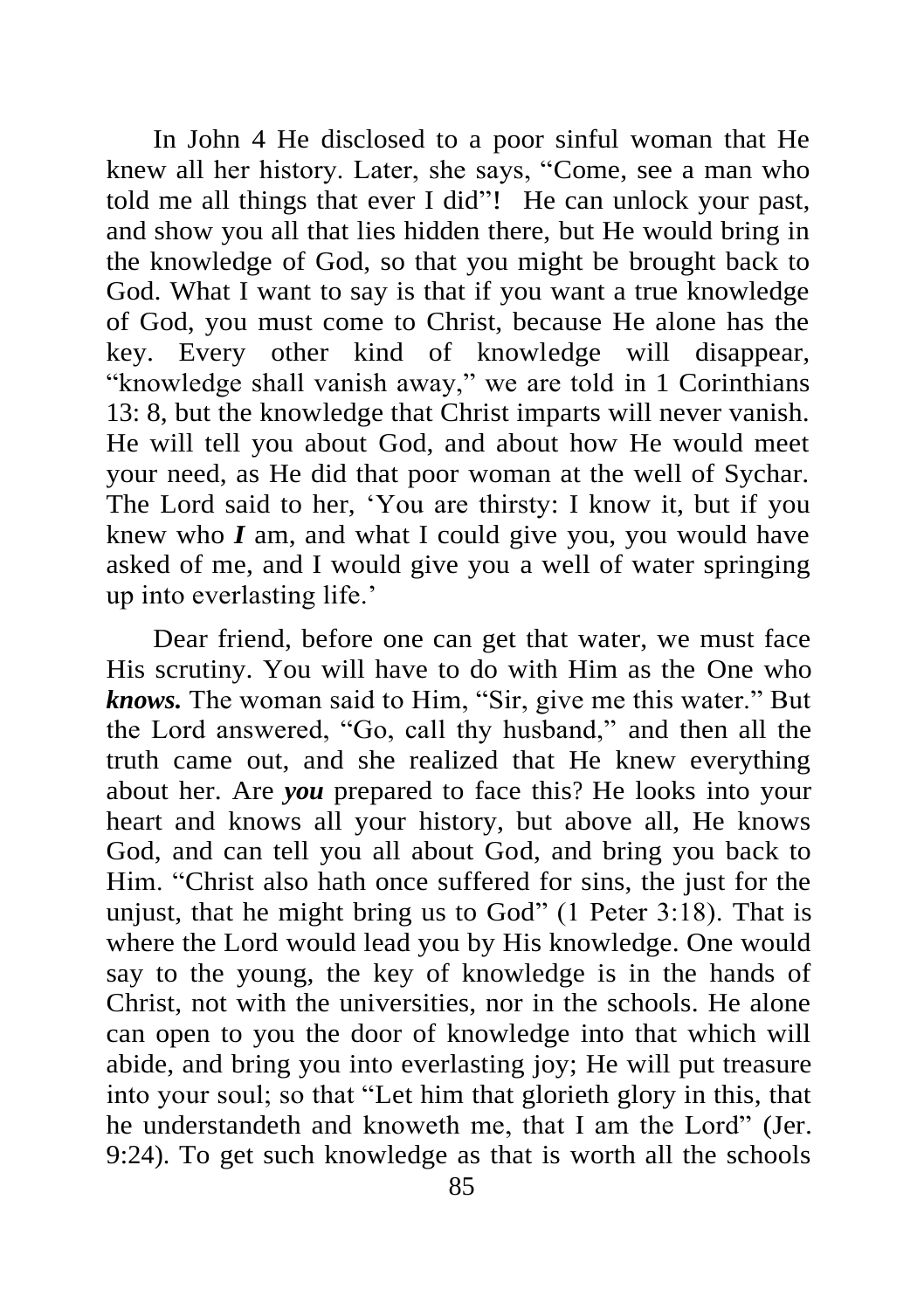In John 4 He disclosed to a poor sinful woman that He knew all her history. Later, she says, "Come, see a man who told me all things that ever I did"! He can unlock your past, and show you all that lies hidden there, but He would bring in the knowledge of God, so that you might be brought back to God. What I want to say is that if you want a true knowledge of God, you must come to Christ, because He alone has the key. Every other kind of knowledge will disappear, "knowledge shall vanish away," we are told in 1 Corinthians 13: 8, but the knowledge that Christ imparts will never vanish. He will tell you about God, and about how He would meet your need, as He did that poor woman at the well of Sychar. The Lord said to her, 'You are thirsty: I know it, but if you knew who ***I*** am, and what I could give you, you would have asked of me, and I would give you a well of water springing up into everlasting life.'

Dear friend, before one can get that water, we must face His scrutiny. You will have to do with Him as the One who ***knows.*** The woman said to Him, "Sir, give me this water." But the Lord answered, "Go, call thy husband," and then all the truth came out, and she realized that He knew everything about her. Are ***you*** prepared to face this? He looks into your heart and knows all your history, but above all, He knows God, and can tell you all about God, and bring you back to Him. "Christ also hath once suffered for sins, the just for the unjust, that he might bring us to God" (1 Peter 3:18). That is where the Lord would lead you by His knowledge. One would say to the young, the key of knowledge is in the hands of Christ, not with the universities, nor in the schools. He alone can open to you the door of knowledge into that which will abide, and bring you into everlasting joy; He will put treasure into your soul; so that "Let him that glorieth glory in this, that he understandeth and knoweth me, that I am the Lord" (Jer. 9:24). To get such knowledge as that is worth all the schools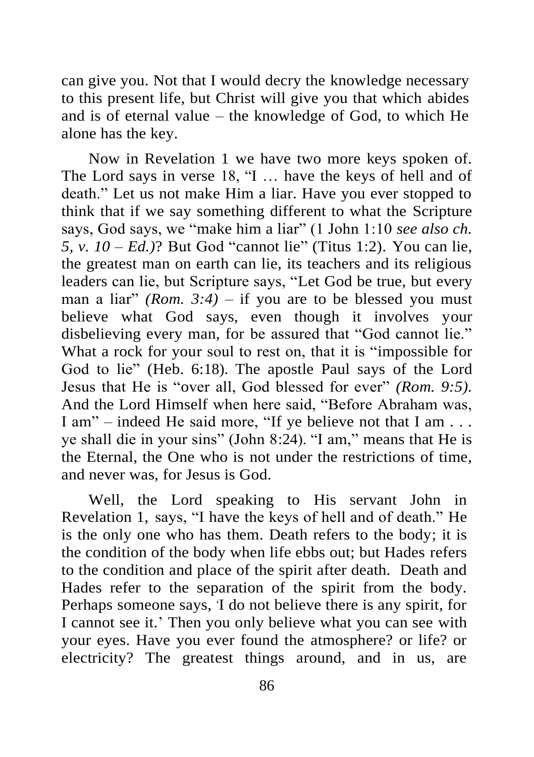can give you. Not that I would decry the knowledge necessary to this present life, but Christ will give you that which abides and is of eternal value – the knowledge of God, to which He alone has the key.

Now in Revelation 1 we have two more keys spoken of. The Lord says in verse 18, "I … have the keys of hell and of death." Let us not make Him a liar. Have you ever stopped to think that if we say something different to what the Scripture says, God says, we "make him a liar" (1 John 1:10 *see also ch. 5, v. 10 – Ed.)*? But God "cannot lie" (Titus 1:2). You can lie, the greatest man on earth can lie, its teachers and its religious leaders can lie, but Scripture says, "Let God be true, but every man a liar" *(Rom. 3:4)* – if you are to be blessed you must believe what God says, even though it involves your disbelieving every man, for be assured that "God cannot lie." What a rock for your soul to rest on, that it is "impossible for God to lie" (Heb. 6:18). The apostle Paul says of the Lord Jesus that He is "over all, God blessed for ever" *(Rom. 9:5).* And the Lord Himself when here said, "Before Abraham was, I am" – indeed He said more, "If ye believe not that I am . . . ye shall die in your sins" (John 8:24). "I am," means that He is the Eternal, the One who is not under the restrictions of time, and never was, for Jesus is God.

Well, the Lord speaking to His servant John in Revelation 1, says, "I have the keys of hell and of death." He is the only one who has them. Death refers to the body; it is the condition of the body when life ebbs out; but Hades refers to the condition and place of the spirit after death. Death and Hades refer to the separation of the spirit from the body. Perhaps someone says, 'I do not believe there is any spirit, for I cannot see it.' Then you only believe what you can see with your eyes. Have you ever found the atmosphere? or life? or electricity? The greatest things around, and in us, are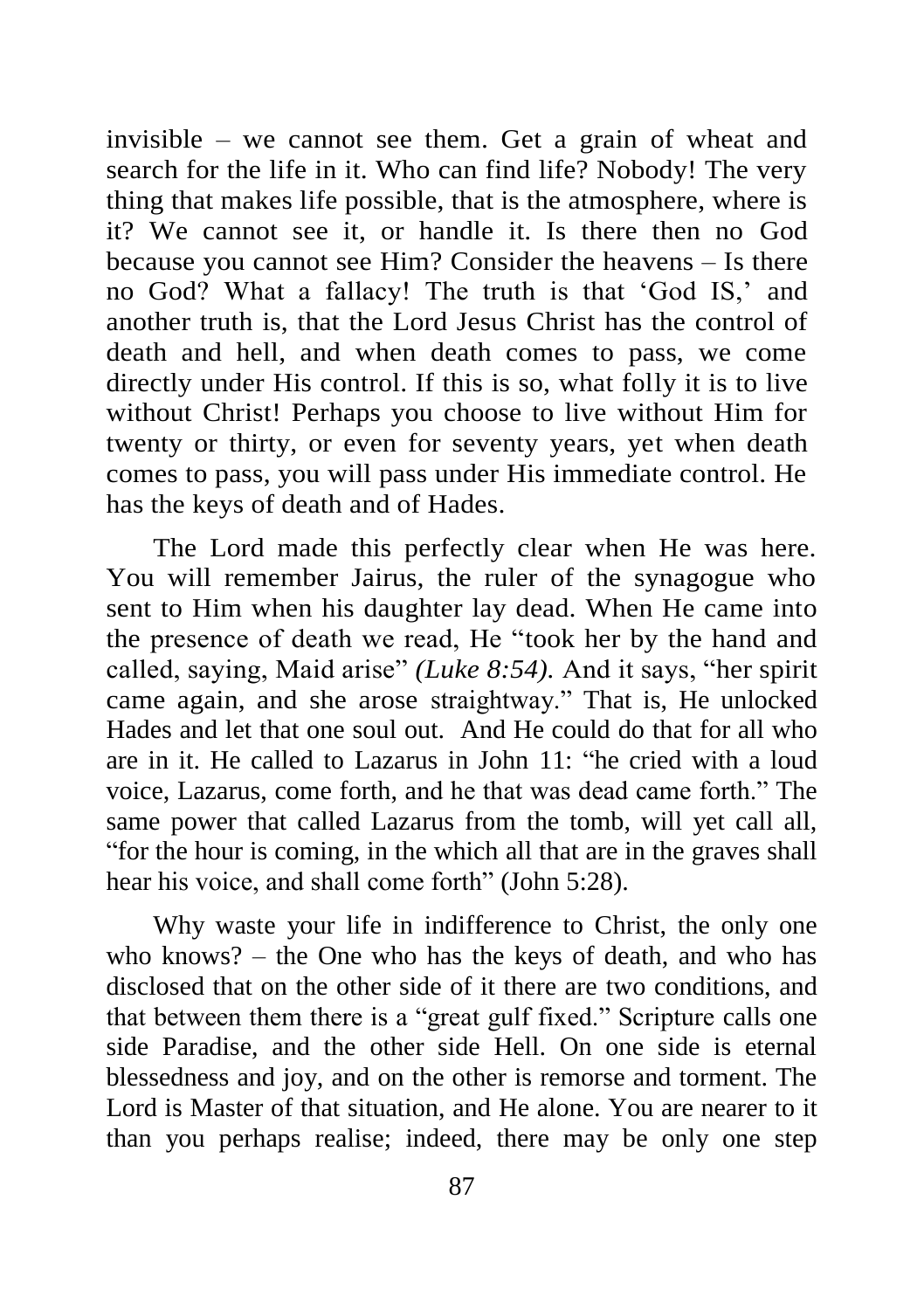invisible – we cannot see them. Get a grain of wheat and search for the life in it. Who can find life? Nobody! The very thing that makes life possible, that is the atmosphere, where is it? We cannot see it, or handle it. Is there then no God because you cannot see Him? Consider the heavens – Is there no God? What a fallacy! The truth is that 'God IS,' and another truth is, that the Lord Jesus Christ has the control of death and hell, and when death comes to pass, we come directly under His control. If this is so, what folly it is to live without Christ! Perhaps you choose to live without Him for twenty or thirty, or even for seventy years, yet when death comes to pass, you will pass under His immediate control. He has the keys of death and of Hades.

The Lord made this perfectly clear when He was here. You will remember Jairus, the ruler of the synagogue who sent to Him when his daughter lay dead. When He came into the presence of death we read, He "took her by the hand and called, saying, Maid arise" *(Luke 8:54).* And it says, "her spirit came again, and she arose straightway." That is, He unlocked Hades and let that one soul out. And He could do that for all who are in it. He called to Lazarus in John 11: "he cried with a loud voice, Lazarus, come forth, and he that was dead came forth." The same power that called Lazarus from the tomb, will yet call all, "for the hour is coming, in the which all that are in the graves shall hear his voice, and shall come forth" (John 5:28).

Why waste your life in indifference to Christ, the only one who knows? – the One who has the keys of death, and who has disclosed that on the other side of it there are two conditions, and that between them there is a "great gulf fixed." Scripture calls one side Paradise, and the other side Hell. On one side is eternal blessedness and joy, and on the other is remorse and torment. The Lord is Master of that situation, and He alone. You are nearer to it than you perhaps realise; indeed, there may be only one step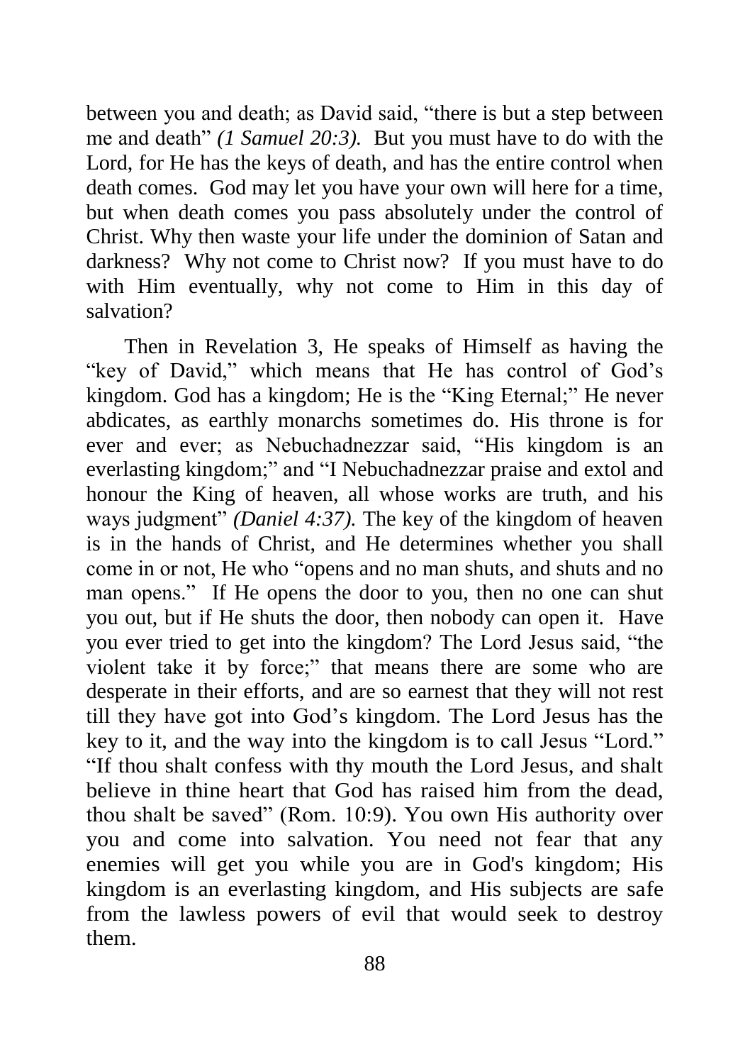between you and death; as David said, "there is but a step between me and death" *(1 Samuel 20:3).* But you must have to do with the Lord, for He has the keys of death, and has the entire control when death comes. God may let you have your own will here for a time, but when death comes you pass absolutely under the control of Christ. Why then waste your life under the dominion of Satan and darkness? Why not come to Christ now? If you must have to do with Him eventually, why not come to Him in this day of salvation?

Then in Revelation 3, He speaks of Himself as having the "key of David," which means that He has control of God's kingdom. God has a kingdom; He is the "King Eternal;" He never abdicates, as earthly monarchs sometimes do. His throne is for ever and ever; as Nebuchadnezzar said, "His kingdom is an everlasting kingdom;" and "I Nebuchadnezzar praise and extol and honour the King of heaven, all whose works are truth, and his ways judgment" *(Daniel 4:37).* The key of the kingdom of heaven is in the hands of Christ, and He determines whether you shall come in or not, He who "opens and no man shuts, and shuts and no man opens." If He opens the door to you, then no one can shut you out, but if He shuts the door, then nobody can open it. Have you ever tried to get into the kingdom? The Lord Jesus said, "the violent take it by force;" that means there are some who are desperate in their efforts, and are so earnest that they will not rest till they have got into God's kingdom. The Lord Jesus has the key to it, and the way into the kingdom is to call Jesus "Lord." "If thou shalt confess with thy mouth the Lord Jesus, and shalt believe in thine heart that God has raised him from the dead, thou shalt be saved" (Rom. 10:9). You own His authority over you and come into salvation. You need not fear that any enemies will get you while you are in God's kingdom; His kingdom is an everlasting kingdom, and His subjects are safe from the lawless powers of evil that would seek to destroy them.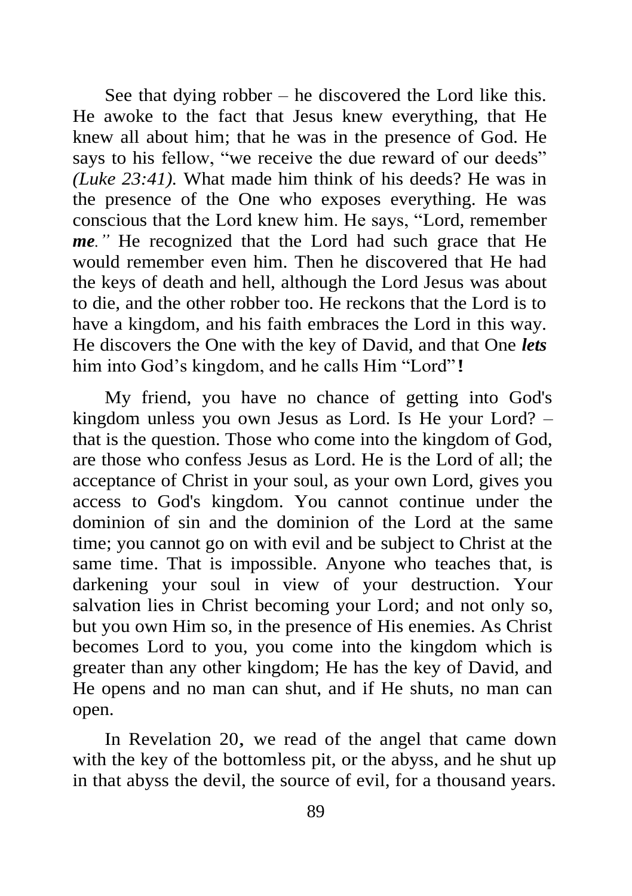See that dying robber – he discovered the Lord like this. He awoke to the fact that Jesus knew everything, that He knew all about him; that he was in the presence of God. He says to his fellow, "we receive the due reward of our deeds" *(Luke 23:41).* What made him think of his deeds? He was in the presence of the One who exposes everything. He was conscious that the Lord knew him. He says, "Lord, remember ***me**."* He recognized that the Lord had such grace that He would remember even him. Then he discovered that He had the keys of death and hell, although the Lord Jesus was about to die, and the other robber too. He reckons that the Lord is to have a kingdom, and his faith embraces the Lord in this way. He discovers the One with the key of David, and that One ***lets*** him into God's kingdom, and he calls Him "Lord"**!**

My friend, you have no chance of getting into God's kingdom unless you own Jesus as Lord. Is He your Lord? – that is the question. Those who come into the kingdom of God, are those who confess Jesus as Lord. He is the Lord of all; the acceptance of Christ in your soul, as your own Lord, gives you access to God's kingdom. You cannot continue under the dominion of sin and the dominion of the Lord at the same time; you cannot go on with evil and be subject to Christ at the same time. That is impossible. Anyone who teaches that, is darkening your soul in view of your destruction. Your salvation lies in Christ becoming your Lord; and not only so, but you own Him so, in the presence of His enemies. As Christ becomes Lord to you, you come into the kingdom which is greater than any other kingdom; He has the key of David, and He opens and no man can shut, and if He shuts, no man can open.

In Revelation 20, we read of the angel that came down with the key of the bottomless pit, or the abyss, and he shut up in that abyss the devil, the source of evil, for a thousand years.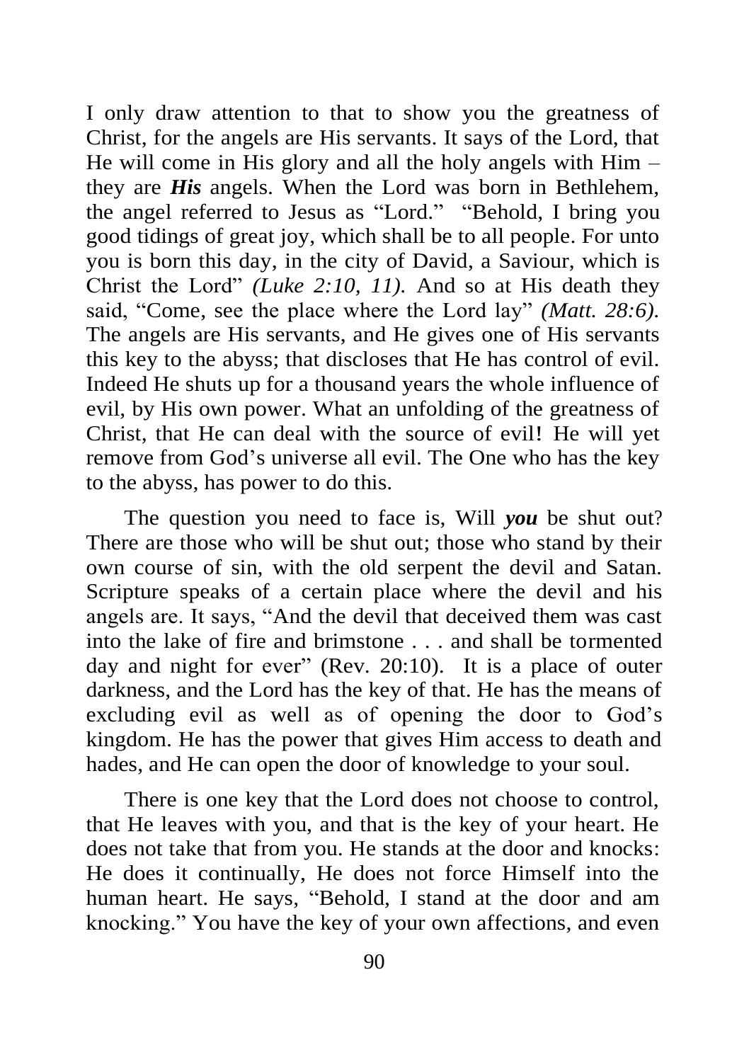I only draw attention to that to show you the greatness of Christ, for the angels are His servants. It says of the Lord, that He will come in His glory and all the holy angels with Him – they are ***His*** angels. When the Lord was born in Bethlehem, the angel referred to Jesus as "Lord." "Behold, I bring you good tidings of great joy, which shall be to all people. For unto you is born this day, in the city of David, a Saviour, which is Christ the Lord" *(Luke 2:10, 11).* And so at His death they said, "Come, see the place where the Lord lay" *(Matt. 28:6).* The angels are His servants, and He gives one of His servants this key to the abyss; that discloses that He has control of evil. Indeed He shuts up for a thousand years the whole influence of evil, by His own power. What an unfolding of the greatness of Christ, that He can deal with the source of evil! He will yet remove from God's universe all evil. The One who has the key to the abyss, has power to do this.

The question you need to face is, Will ***you*** be shut out? There are those who will be shut out; those who stand by their own course of sin, with the old serpent the devil and Satan. Scripture speaks of a certain place where the devil and his angels are. It says, "And the devil that deceived them was cast into the lake of fire and brimstone . . . and shall be tormented day and night for ever" (Rev. 20:10). It is a place of outer darkness, and the Lord has the key of that. He has the means of excluding evil as well as of opening the door to God's kingdom. He has the power that gives Him access to death and hades, and He can open the door of knowledge to your soul.

There is one key that the Lord does not choose to control, that He leaves with you, and that is the key of your heart. He does not take that from you. He stands at the door and knocks: He does it continually, He does not force Himself into the human heart. He says, "Behold, I stand at the door and am knocking." You have the key of your own affections, and even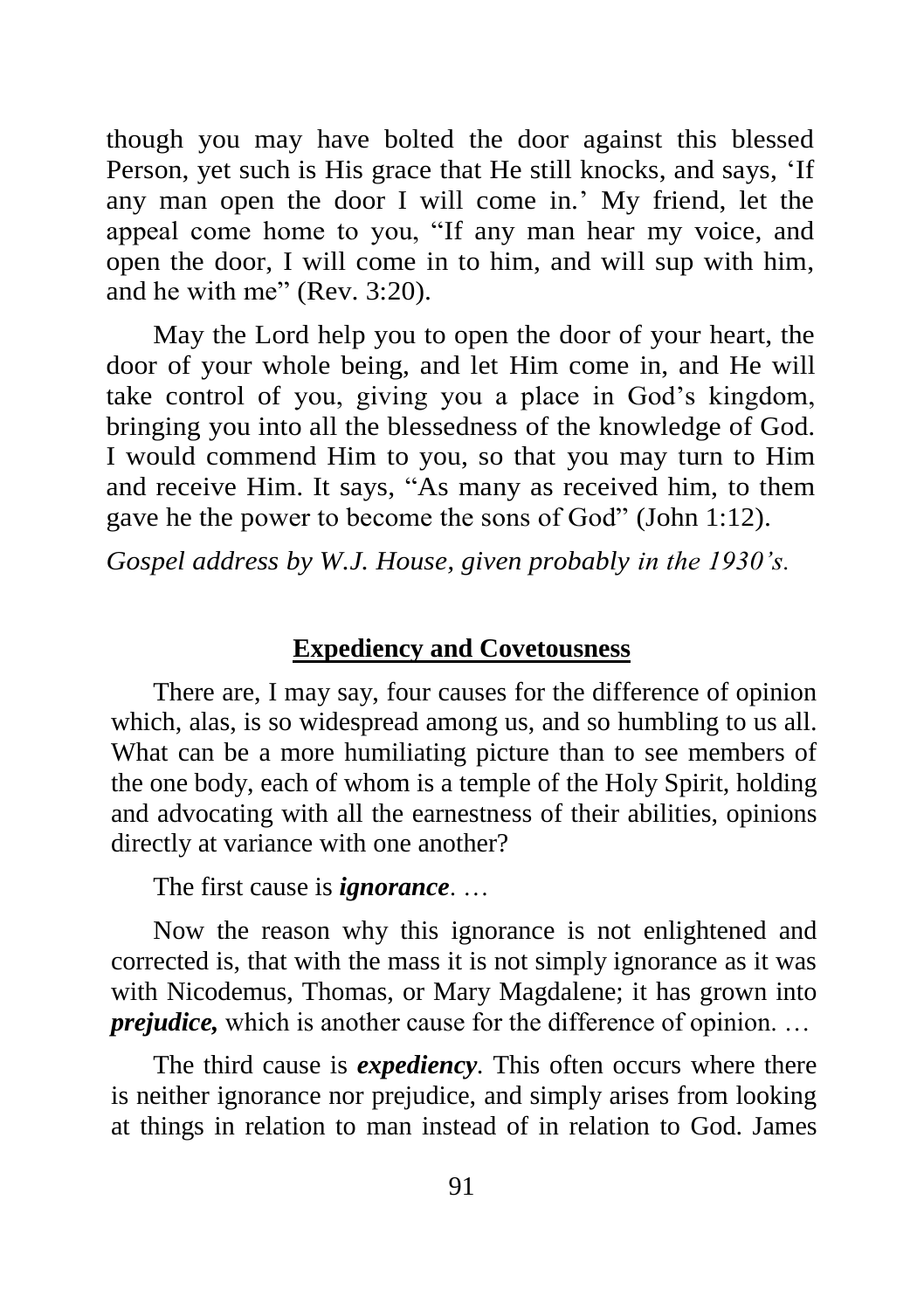though you may have bolted the door against this blessed Person, yet such is His grace that He still knocks, and says, 'If any man open the door I will come in.' My friend, let the appeal come home to you, "If any man hear my voice, and open the door, I will come in to him, and will sup with him, and he with me" (Rev. 3:20).

May the Lord help you to open the door of your heart, the door of your whole being, and let Him come in, and He will take control of you, giving you a place in God's kingdom, bringing you into all the blessedness of the knowledge of God. I would commend Him to you, so that you may turn to Him and receive Him. It says, "As many as received him, to them gave he the power to become the sons of God" (John 1:12).

*Gospel address by W.J. House, given probably in the 1930's.*

## Expediency and Covetousness

There are, I may say, four causes for the difference of opinion which, alas, is so widespread among us, and so humbling to us all. What can be a more humiliating picture than to see members of the one body, each of whom is a temple of the Holy Spirit, holding and advocating with all the earnestness of their abilities, opinions directly at variance with one another?

The first cause is ***ignorance***. …

Now the reason why this ignorance is not enlightened and corrected is, that with the mass it is not simply ignorance as it was with Nicodemus, Thomas, or Mary Magdalene; it has grown into ***prejudice,*** which is another cause for the difference of opinion. …

The third cause is ***expediency***. This often occurs where there is neither ignorance nor prejudice, and simply arises from looking at things in relation to man instead of in relation to God. James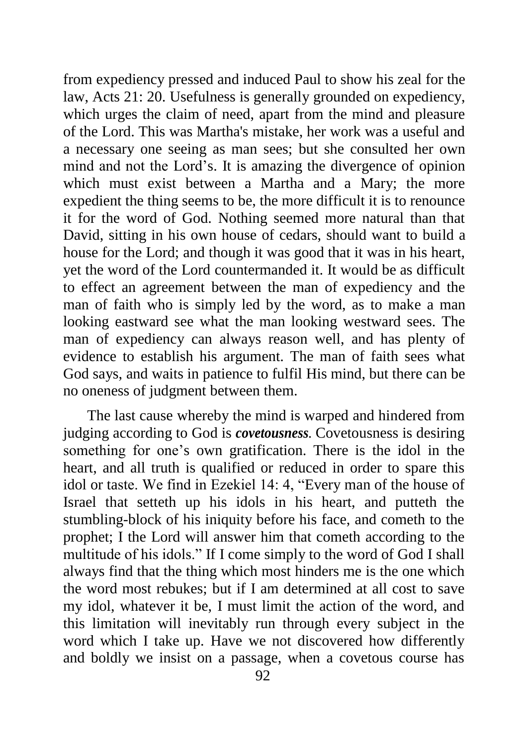from expediency pressed and induced Paul to show his zeal for the law, Acts 21: 20. Usefulness is generally grounded on expediency, which urges the claim of need, apart from the mind and pleasure of the Lord. This was Martha's mistake, her work was a useful and a necessary one seeing as man sees; but she consulted her own mind and not the Lord's. It is amazing the divergence of opinion which must exist between a Martha and a Mary; the more expedient the thing seems to be, the more difficult it is to renounce it for the word of God. Nothing seemed more natural than that David, sitting in his own house of cedars, should want to build a house for the Lord; and though it was good that it was in his heart, yet the word of the Lord countermanded it. It would be as difficult to effect an agreement between the man of expediency and the man of faith who is simply led by the word, as to make a man looking eastward see what the man looking westward sees. The man of expediency can always reason well, and has plenty of evidence to establish his argument. The man of faith sees what God says, and waits in patience to fulfil His mind, but there can be no oneness of judgment between them.

The last cause whereby the mind is warped and hindered from judging according to God is ***covetousness***. Covetousness is desiring something for one's own gratification. There is the idol in the heart, and all truth is qualified or reduced in order to spare this idol or taste. We find in Ezekiel 14: 4, "Every man of the house of Israel that setteth up his idols in his heart, and putteth the stumbling-block of his iniquity before his face, and cometh to the prophet; I the Lord will answer him that cometh according to the multitude of his idols." If I come simply to the word of God I shall always find that the thing which most hinders me is the one which the word most rebukes; but if I am determined at all cost to save my idol, whatever it be, I must limit the action of the word, and this limitation will inevitably run through every subject in the word which I take up. Have we not discovered how differently and boldly we insist on a passage, when a covetous course has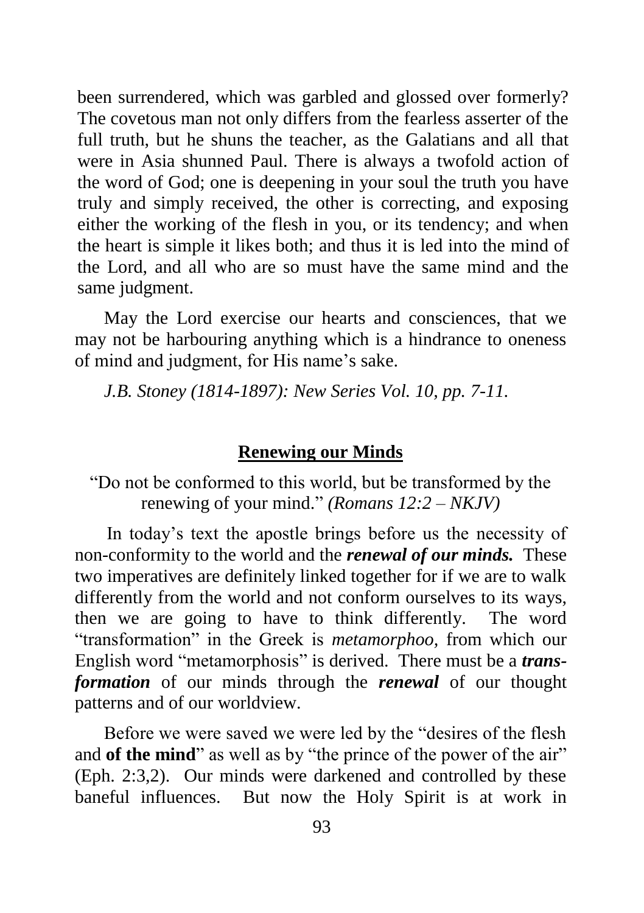been surrendered, which was garbled and glossed over formerly? The covetous man not only differs from the fearless asserter of the full truth, but he shuns the teacher, as the Galatians and all that were in Asia shunned Paul. There is always a twofold action of the word of God; one is deepening in your soul the truth you have truly and simply received, the other is correcting, and exposing either the working of the flesh in you, or its tendency; and when the heart is simple it likes both; and thus it is led into the mind of the Lord, and all who are so must have the same mind and the same judgment.

May the Lord exercise our hearts and consciences, that we may not be harbouring anything which is a hindrance to oneness of mind and judgment, for His name's sake.

*J.B. Stoney (1814-1897): New Series Vol. 10, pp. 7-11.*

## Renewing our Minds

"Do not be conformed to this world, but be transformed by the renewing of your mind." *(Romans 12:2 – NKJV)*

In today's text the apostle brings before us the necessity of non-conformity to the world and the ***renewal of our minds.*** These two imperatives are definitely linked together for if we are to walk differently from the world and not conform ourselves to its ways, then we are going to have to think differently. The word "transformation" in the Greek is *metamorphoo,* from which our English word "metamorphosis" is derived. There must be a ***trans-formation*** of our minds through the ***renewal*** of our thought patterns and of our worldview.

Before we were saved we were led by the "desires of the flesh and **of the mind**" as well as by "the prince of the power of the air" (Eph. 2:3,2). Our minds were darkened and controlled by these baneful influences. But now the Holy Spirit is at work in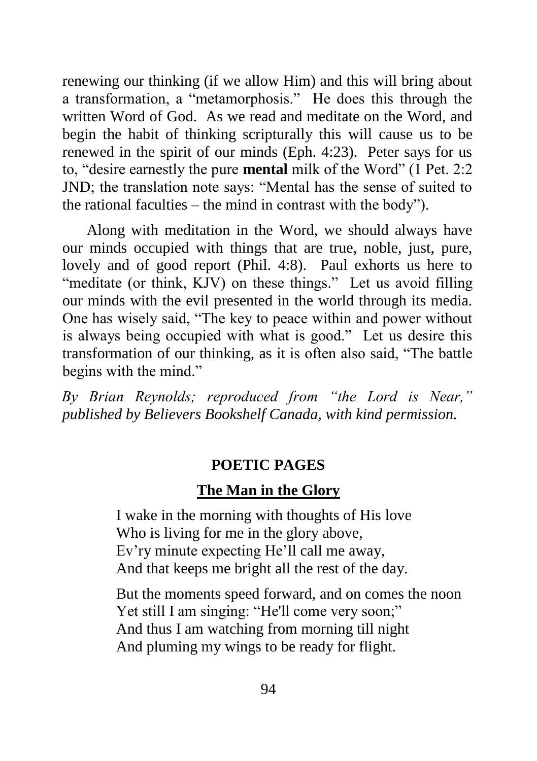renewing our thinking (if we allow Him) and this will bring about a transformation, a "metamorphosis." He does this through the written Word of God. As we read and meditate on the Word, and begin the habit of thinking scripturally this will cause us to be renewed in the spirit of our minds (Eph. 4:23). Peter says for us to, "desire earnestly the pure **mental** milk of the Word" (1 Pet. 2:2 JND; the translation note says: "Mental has the sense of suited to the rational faculties – the mind in contrast with the body").

Along with meditation in the Word, we should always have our minds occupied with things that are true, noble, just, pure, lovely and of good report (Phil. 4:8). Paul exhorts us here to "meditate (or think, KJV) on these things." Let us avoid filling our minds with the evil presented in the world through its media. One has wisely said, "The key to peace within and power without is always being occupied with what is good." Let us desire this transformation of our thinking, as it is often also said, "The battle begins with the mind."

*By Brian Reynolds; reproduced from "the Lord is Near," published by Believers Bookshelf Canada, with kind permission.*

## POETIC PAGES

### The Man in the Glory

I wake in the morning with thoughts of His love  
Who is living for me in the glory above,  
Ev'ry minute expecting He'll call me away,  
And that keeps me bright all the rest of the day.

But the moments speed forward, and on comes the noon  
Yet still I am singing: "He'll come very soon;"  
And thus I am watching from morning till night  
And pluming my wings to be ready for flight.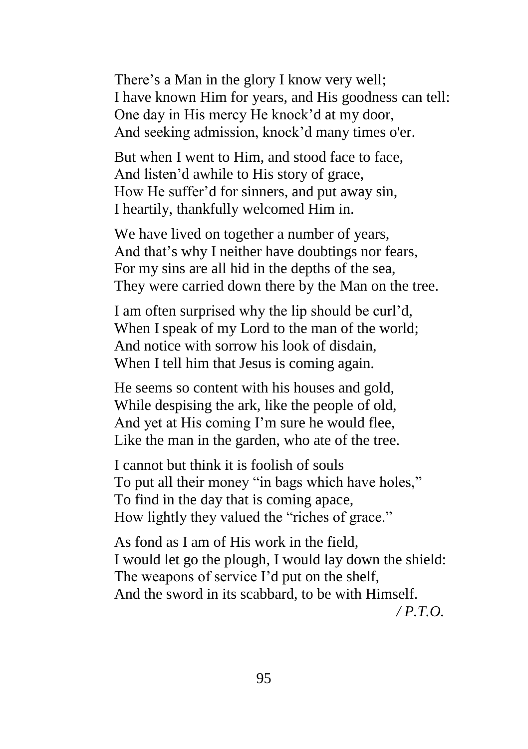There’s a Man in the glory I know very well;  
I have known Him for years, and His goodness can tell:  
One day in His mercy He knock’d at my door,  
And seeking admission, knock’d many times o'er.

But when I went to Him, and stood face to face,  
And listen’d awhile to His story of grace,  
How He suffer’d for sinners, and put away sin,  
I heartily, thankfully welcomed Him in.

We have lived on together a number of years,  
And that’s why I neither have doubtings nor fears,  
For my sins are all hid in the depths of the sea,  
They were carried down there by the Man on the tree.

I am often surprised why the lip should be curl’d,  
When I speak of my Lord to the man of the world;  
And notice with sorrow his look of disdain,  
When I tell him that Jesus is coming again.

He seems so content with his houses and gold,  
While despising the ark, like the people of old,  
And yet at His coming I’m sure he would flee,  
Like the man in the garden, who ate of the tree.

I cannot but think it is foolish of souls  
To put all their money “in bags which have holes,”  
To find in the day that is coming apace,  
How lightly they valued the “riches of grace.”

As fond as I am of His work in the field,  
I would let go the plough, I would lay down the shield:  
The weapons of service I’d put on the shelf,  
And the sword in its scabbard, to be with Himself.

*/ P.T.O.*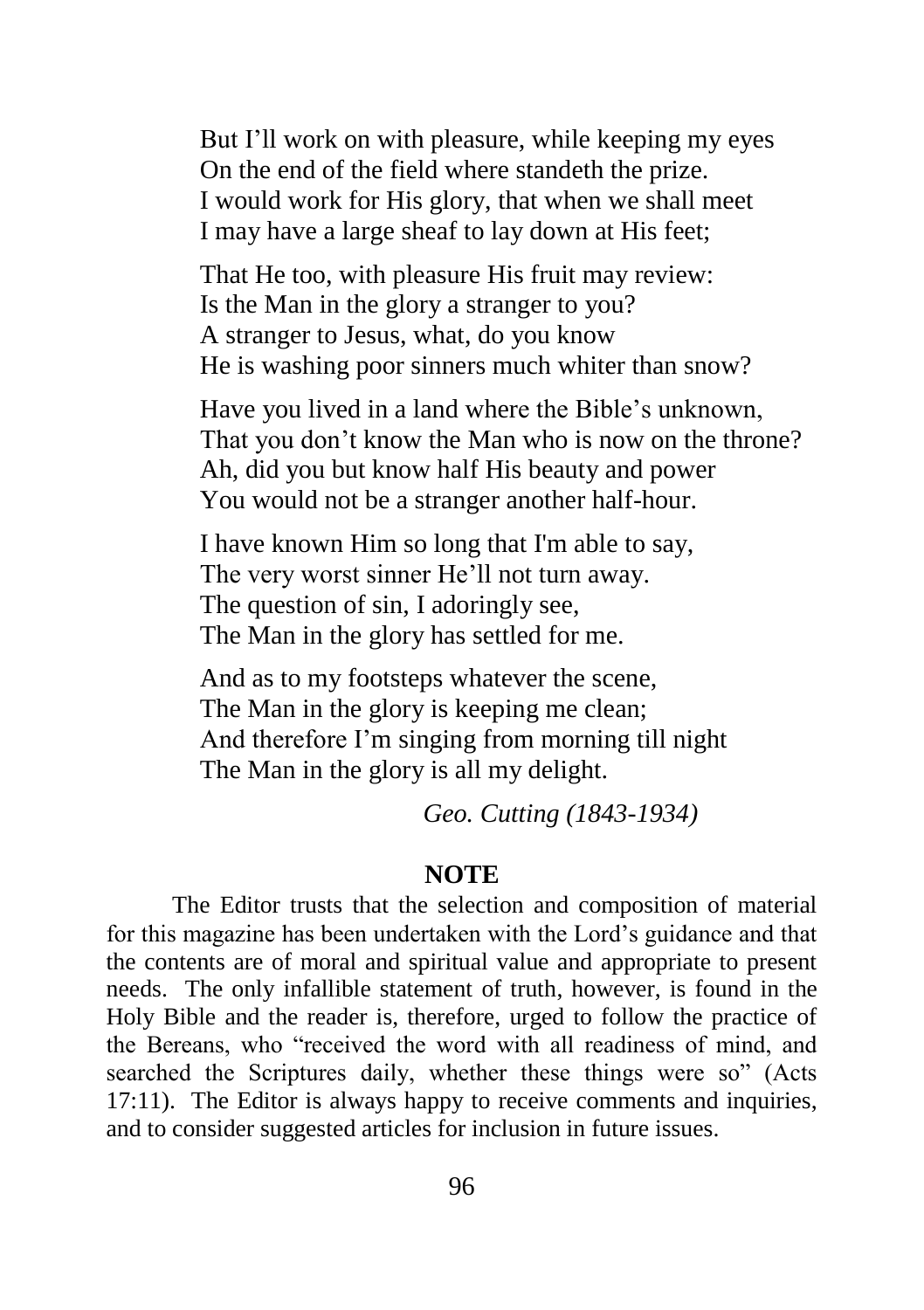But I'll work on with pleasure, while keeping my eyes  
On the end of the field where standeth the prize.  
I would work for His glory, that when we shall meet  
I may have a large sheaf to lay down at His feet;

That He too, with pleasure His fruit may review:  
Is the Man in the glory a stranger to you?  
A stranger to Jesus, what, do you know  
He is washing poor sinners much whiter than snow?

Have you lived in a land where the Bible's unknown,  
That you don't know the Man who is now on the throne?  
Ah, did you but know half His beauty and power  
You would not be a stranger another half-hour.

I have known Him so long that I'm able to say,  
The very worst sinner He'll not turn away.  
The question of sin, I adoringly see,  
The Man in the glory has settled for me.

And as to my footsteps whatever the scene,  
The Man in the glory is keeping me clean;  
And therefore I'm singing from morning till night  
The Man in the glory is all my delight.

*Geo. Cutting (1843-1934)*

## NOTE

The Editor trusts that the selection and composition of material for this magazine has been undertaken with the Lord's guidance and that the contents are of moral and spiritual value and appropriate to present needs. The only infallible statement of truth, however, is found in the Holy Bible and the reader is, therefore, urged to follow the practice of the Bereans, who "received the word with all readiness of mind, and searched the Scriptures daily, whether these things were so" (Acts 17:11). The Editor is always happy to receive comments and inquiries, and to consider suggested articles for inclusion in future issues.